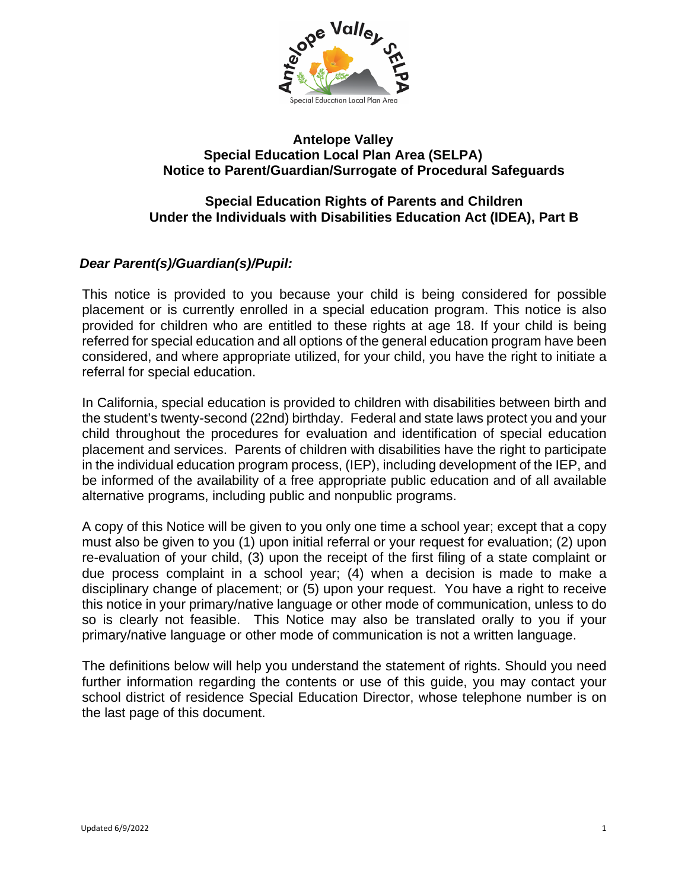# Antelope Valley
# Special Education Local Plan Area (SELPA)
# Notice to Parent/Guardian/Surrogate of Procedural Safeguards

## Special Education Rights of Parents and Children Under the Individuals with Disabilities Education Act (IDEA), Part B

***Dear Parent(s)/Guardian(s)/Pupil:***

This notice is provided to you because your child is being considered for possible placement or is currently enrolled in a special education program. This notice is also provided for children who are entitled to these rights at age 18. If your child is being referred for special education and all options of the general education program have been considered, and where appropriate utilized, for your child, you have the right to initiate a referral for special education.

In California, special education is provided to children with disabilities between birth and the student's twenty-second (22nd) birthday. Federal and state laws protect you and your child throughout the procedures for evaluation and identification of special education placement and services. Parents of children with disabilities have the right to participate in the individual education program process, (IEP), including development of the IEP, and be informed of the availability of a free appropriate public education and of all available alternative programs, including public and nonpublic programs.

A copy of this Notice will be given to you only one time a school year; except that a copy must also be given to you (1) upon initial referral or your request for evaluation; (2) upon re-evaluation of your child, (3) upon the receipt of the first filing of a state complaint or due process complaint in a school year; (4) when a decision is made to make a disciplinary change of placement; or (5) upon your request. You have a right to receive this notice in your primary/native language or other mode of communication, unless to do so is clearly not feasible. This Notice may also be translated orally to you if your primary/native language or other mode of communication is not a written language.

The definitions below will help you understand the statement of rights. Should you need further information regarding the contents or use of this guide, you may contact your school district of residence Special Education Director, whose telephone number is on the last page of this document.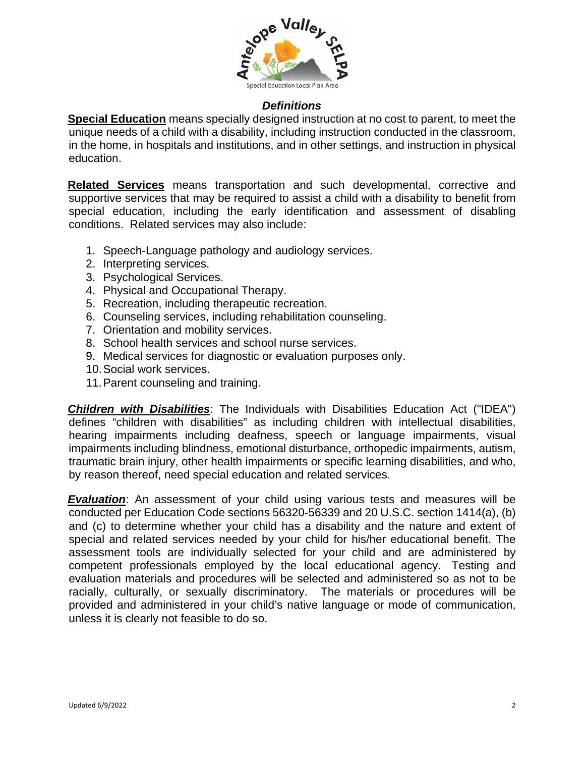## *Definitions*

**Special Education** means specially designed instruction at no cost to parent, to meet the unique needs of a child with a disability, including instruction conducted in the classroom, in the home, in hospitals and institutions, and in other settings, and instruction in physical education.

**Related Services** means transportation and such developmental, corrective and supportive services that may be required to assist a child with a disability to benefit from special education, including the early identification and assessment of disabling conditions. Related services may also include:

1. Speech-Language pathology and audiology services.
2. Interpreting services.
3. Psychological Services.
4. Physical and Occupational Therapy.
5. Recreation, including therapeutic recreation.
6. Counseling services, including rehabilitation counseling.
7. Orientation and mobility services.
8. School health services and school nurse services.
9. Medical services for diagnostic or evaluation purposes only.
10. Social work services.
11. Parent counseling and training.

***Children with Disabilities***: The Individuals with Disabilities Education Act ("IDEA") defines "children with disabilities" as including children with intellectual disabilities, hearing impairments including deafness, speech or language impairments, visual impairments including blindness, emotional disturbance, orthopedic impairments, autism, traumatic brain injury, other health impairments or specific learning disabilities, and who, by reason thereof, need special education and related services.

***Evaluation***: An assessment of your child using various tests and measures will be conducted per Education Code sections 56320-56339 and 20 U.S.C. section 1414(a), (b) and (c) to determine whether your child has a disability and the nature and extent of special and related services needed by your child for his/her educational benefit. The assessment tools are individually selected for your child and are administered by competent professionals employed by the local educational agency. Testing and evaluation materials and procedures will be selected and administered so as not to be racially, culturally, or sexually discriminatory. The materials or procedures will be provided and administered in your child's native language or mode of communication, unless it is clearly not feasible to do so.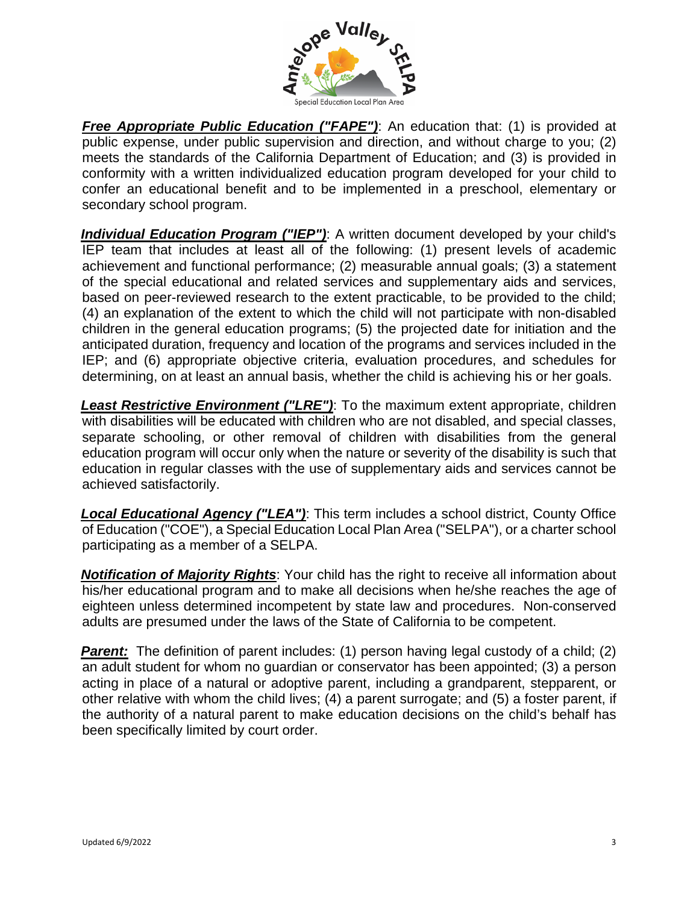***Free Appropriate Public Education ("FAPE")***: An education that: (1) is provided at public expense, under public supervision and direction, and without charge to you; (2) meets the standards of the California Department of Education; and (3) is provided in conformity with a written individualized education program developed for your child to confer an educational benefit and to be implemented in a preschool, elementary or secondary school program.

***Individual Education Program ("IEP")***: A written document developed by your child's IEP team that includes at least all of the following: (1) present levels of academic achievement and functional performance; (2) measurable annual goals; (3) a statement of the special educational and related services and supplementary aids and services, based on peer-reviewed research to the extent practicable, to be provided to the child; (4) an explanation of the extent to which the child will not participate with non-disabled children in the general education programs; (5) the projected date for initiation and the anticipated duration, frequency and location of the programs and services included in the IEP; and (6) appropriate objective criteria, evaluation procedures, and schedules for determining, on at least an annual basis, whether the child is achieving his or her goals.

***Least Restrictive Environment ("LRE")***: To the maximum extent appropriate, children with disabilities will be educated with children who are not disabled, and special classes, separate schooling, or other removal of children with disabilities from the general education program will occur only when the nature or severity of the disability is such that education in regular classes with the use of supplementary aids and services cannot be achieved satisfactorily.

***Local Educational Agency ("LEA")***: This term includes a school district, County Office of Education ("COE"), a Special Education Local Plan Area ("SELPA"), or a charter school participating as a member of a SELPA.

***Notification of Majority Rights***: Your child has the right to receive all information about his/her educational program and to make all decisions when he/she reaches the age of eighteen unless determined incompetent by state law and procedures. Non-conserved adults are presumed under the laws of the State of California to be competent.

***Parent:*** The definition of parent includes: (1) person having legal custody of a child; (2) an adult student for whom no guardian or conservator has been appointed; (3) a person acting in place of a natural or adoptive parent, including a grandparent, stepparent, or other relative with whom the child lives; (4) a parent surrogate; and (5) a foster parent, if the authority of a natural parent to make education decisions on the child's behalf has been specifically limited by court order.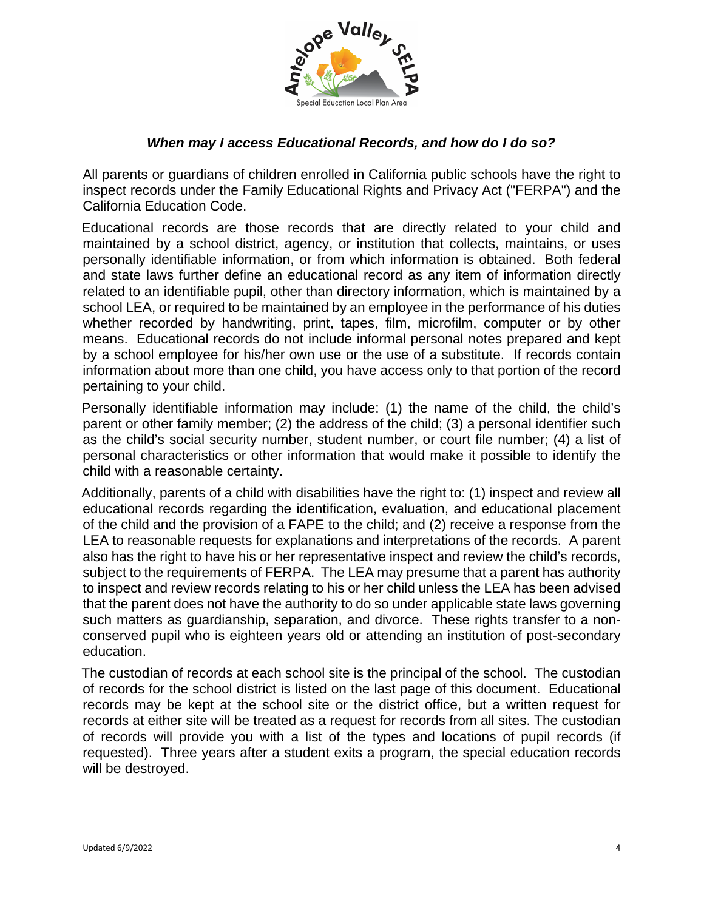### *When may I access Educational Records, and how do I do so?*

All parents or guardians of children enrolled in California public schools have the right to inspect records under the Family Educational Rights and Privacy Act ("FERPA") and the California Education Code.

Educational records are those records that are directly related to your child and maintained by a school district, agency, or institution that collects, maintains, or uses personally identifiable information, or from which information is obtained. Both federal and state laws further define an educational record as any item of information directly related to an identifiable pupil, other than directory information, which is maintained by a school LEA, or required to be maintained by an employee in the performance of his duties whether recorded by handwriting, print, tapes, film, microfilm, computer or by other means. Educational records do not include informal personal notes prepared and kept by a school employee for his/her own use or the use of a substitute. If records contain information about more than one child, you have access only to that portion of the record pertaining to your child.

Personally identifiable information may include: (1) the name of the child, the child's parent or other family member; (2) the address of the child; (3) a personal identifier such as the child's social security number, student number, or court file number; (4) a list of personal characteristics or other information that would make it possible to identify the child with a reasonable certainty.

Additionally, parents of a child with disabilities have the right to: (1) inspect and review all educational records regarding the identification, evaluation, and educational placement of the child and the provision of a FAPE to the child; and (2) receive a response from the LEA to reasonable requests for explanations and interpretations of the records. A parent also has the right to have his or her representative inspect and review the child's records, subject to the requirements of FERPA. The LEA may presume that a parent has authority to inspect and review records relating to his or her child unless the LEA has been advised that the parent does not have the authority to do so under applicable state laws governing such matters as guardianship, separation, and divorce. These rights transfer to a non-conserved pupil who is eighteen years old or attending an institution of post-secondary education.

The custodian of records at each school site is the principal of the school. The custodian of records for the school district is listed on the last page of this document. Educational records may be kept at the school site or the district office, but a written request for records at either site will be treated as a request for records from all sites. The custodian of records will provide you with a list of the types and locations of pupil records (if requested). Three years after a student exits a program, the special education records will be destroyed.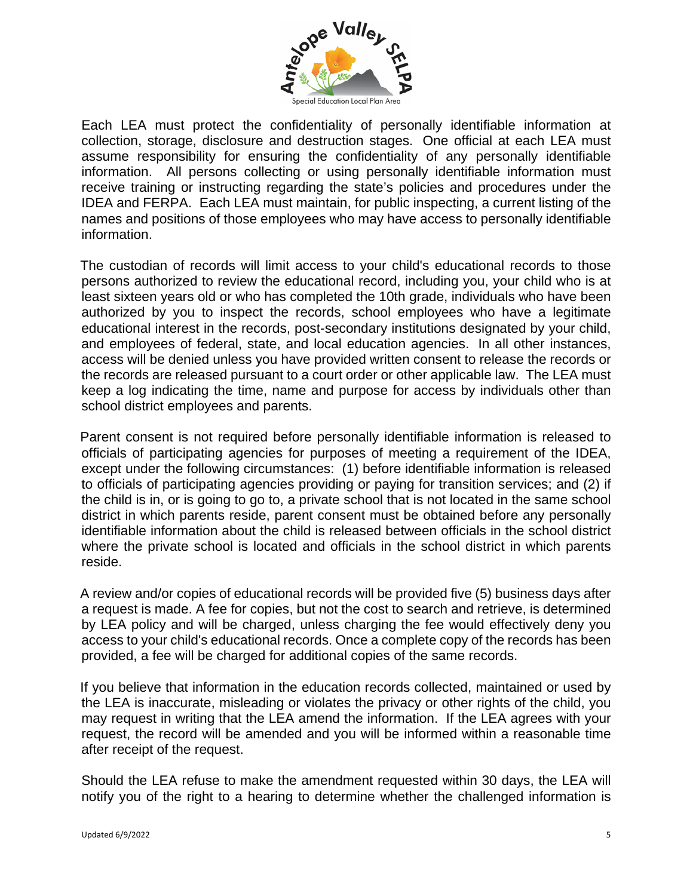Each LEA must protect the confidentiality of personally identifiable information at collection, storage, disclosure and destruction stages. One official at each LEA must assume responsibility for ensuring the confidentiality of any personally identifiable information. All persons collecting or using personally identifiable information must receive training or instructing regarding the state's policies and procedures under the IDEA and FERPA. Each LEA must maintain, for public inspecting, a current listing of the names and positions of those employees who may have access to personally identifiable information.

The custodian of records will limit access to your child's educational records to those persons authorized to review the educational record, including you, your child who is at least sixteen years old or who has completed the 10th grade, individuals who have been authorized by you to inspect the records, school employees who have a legitimate educational interest in the records, post-secondary institutions designated by your child, and employees of federal, state, and local education agencies. In all other instances, access will be denied unless you have provided written consent to release the records or the records are released pursuant to a court order or other applicable law. The LEA must keep a log indicating the time, name and purpose for access by individuals other than school district employees and parents.

Parent consent is not required before personally identifiable information is released to officials of participating agencies for purposes of meeting a requirement of the IDEA, except under the following circumstances: (1) before identifiable information is released to officials of participating agencies providing or paying for transition services; and (2) if the child is in, or is going to go to, a private school that is not located in the same school district in which parents reside, parent consent must be obtained before any personally identifiable information about the child is released between officials in the school district where the private school is located and officials in the school district in which parents reside.

A review and/or copies of educational records will be provided five (5) business days after a request is made. A fee for copies, but not the cost to search and retrieve, is determined by LEA policy and will be charged, unless charging the fee would effectively deny you access to your child's educational records. Once a complete copy of the records has been provided, a fee will be charged for additional copies of the same records.

If you believe that information in the education records collected, maintained or used by the LEA is inaccurate, misleading or violates the privacy or other rights of the child, you may request in writing that the LEA amend the information. If the LEA agrees with your request, the record will be amended and you will be informed within a reasonable time after receipt of the request.

Should the LEA refuse to make the amendment requested within 30 days, the LEA will notify you of the right to a hearing to determine whether the challenged information is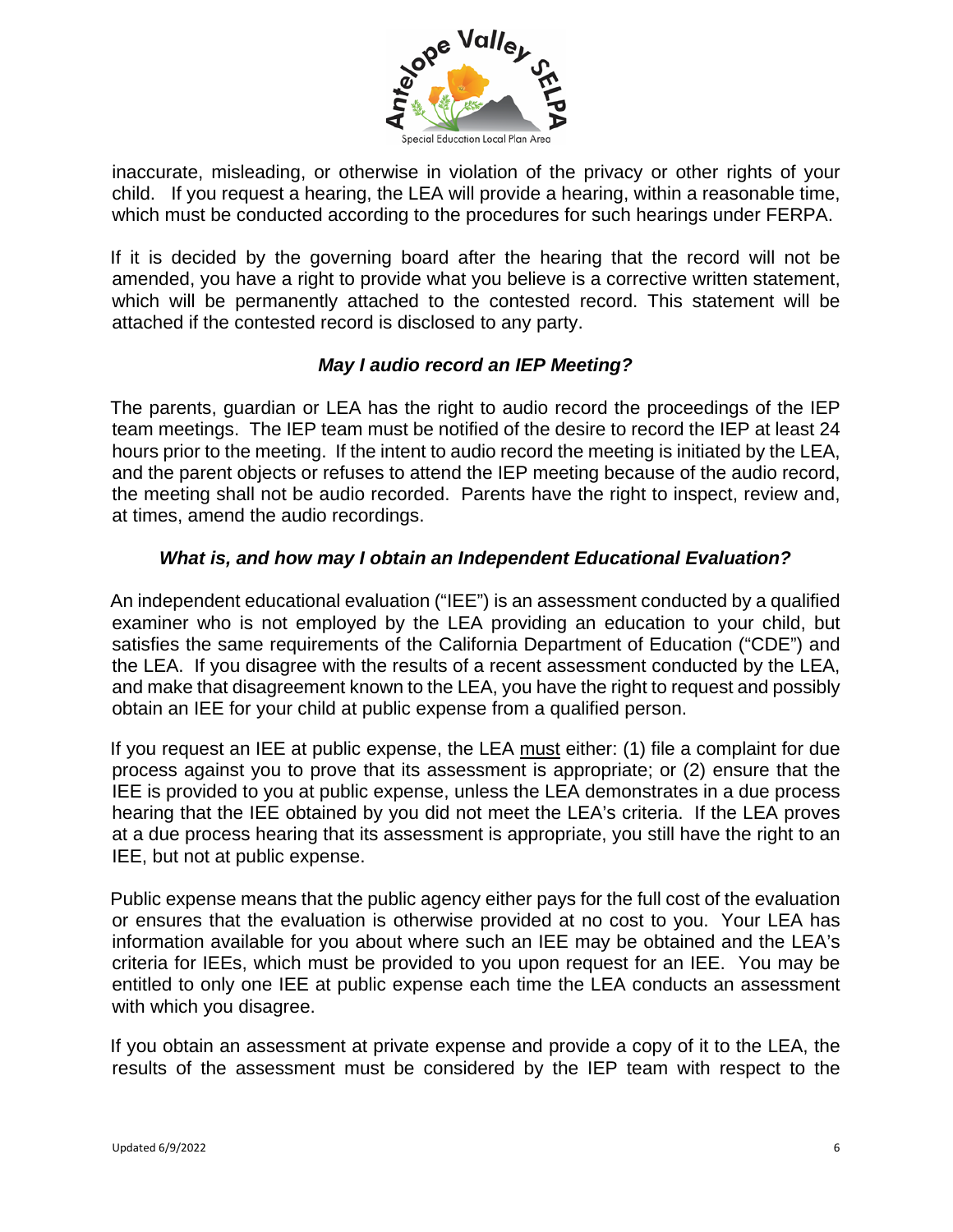inaccurate, misleading, or otherwise in violation of the privacy or other rights of your child. If you request a hearing, the LEA will provide a hearing, within a reasonable time, which must be conducted according to the procedures for such hearings under FERPA.

If it is decided by the governing board after the hearing that the record will not be amended, you have a right to provide what you believe is a corrective written statement, which will be permanently attached to the contested record. This statement will be attached if the contested record is disclosed to any party.

### *May I audio record an IEP Meeting?*

The parents, guardian or LEA has the right to audio record the proceedings of the IEP team meetings. The IEP team must be notified of the desire to record the IEP at least 24 hours prior to the meeting. If the intent to audio record the meeting is initiated by the LEA, and the parent objects or refuses to attend the IEP meeting because of the audio record, the meeting shall not be audio recorded. Parents have the right to inspect, review and, at times, amend the audio recordings.

### *What is, and how may I obtain an Independent Educational Evaluation?*

An independent educational evaluation ("IEE") is an assessment conducted by a qualified examiner who is not employed by the LEA providing an education to your child, but satisfies the same requirements of the California Department of Education ("CDE") and the LEA. If you disagree with the results of a recent assessment conducted by the LEA, and make that disagreement known to the LEA, you have the right to request and possibly obtain an IEE for your child at public expense from a qualified person.

If you request an IEE at public expense, the LEA must either: (1) file a complaint for due process against you to prove that its assessment is appropriate; or (2) ensure that the IEE is provided to you at public expense, unless the LEA demonstrates in a due process hearing that the IEE obtained by you did not meet the LEA's criteria. If the LEA proves at a due process hearing that its assessment is appropriate, you still have the right to an IEE, but not at public expense.

Public expense means that the public agency either pays for the full cost of the evaluation or ensures that the evaluation is otherwise provided at no cost to you. Your LEA has information available for you about where such an IEE may be obtained and the LEA's criteria for IEEs, which must be provided to you upon request for an IEE. You may be entitled to only one IEE at public expense each time the LEA conducts an assessment with which you disagree.

If you obtain an assessment at private expense and provide a copy of it to the LEA, the results of the assessment must be considered by the IEP team with respect to the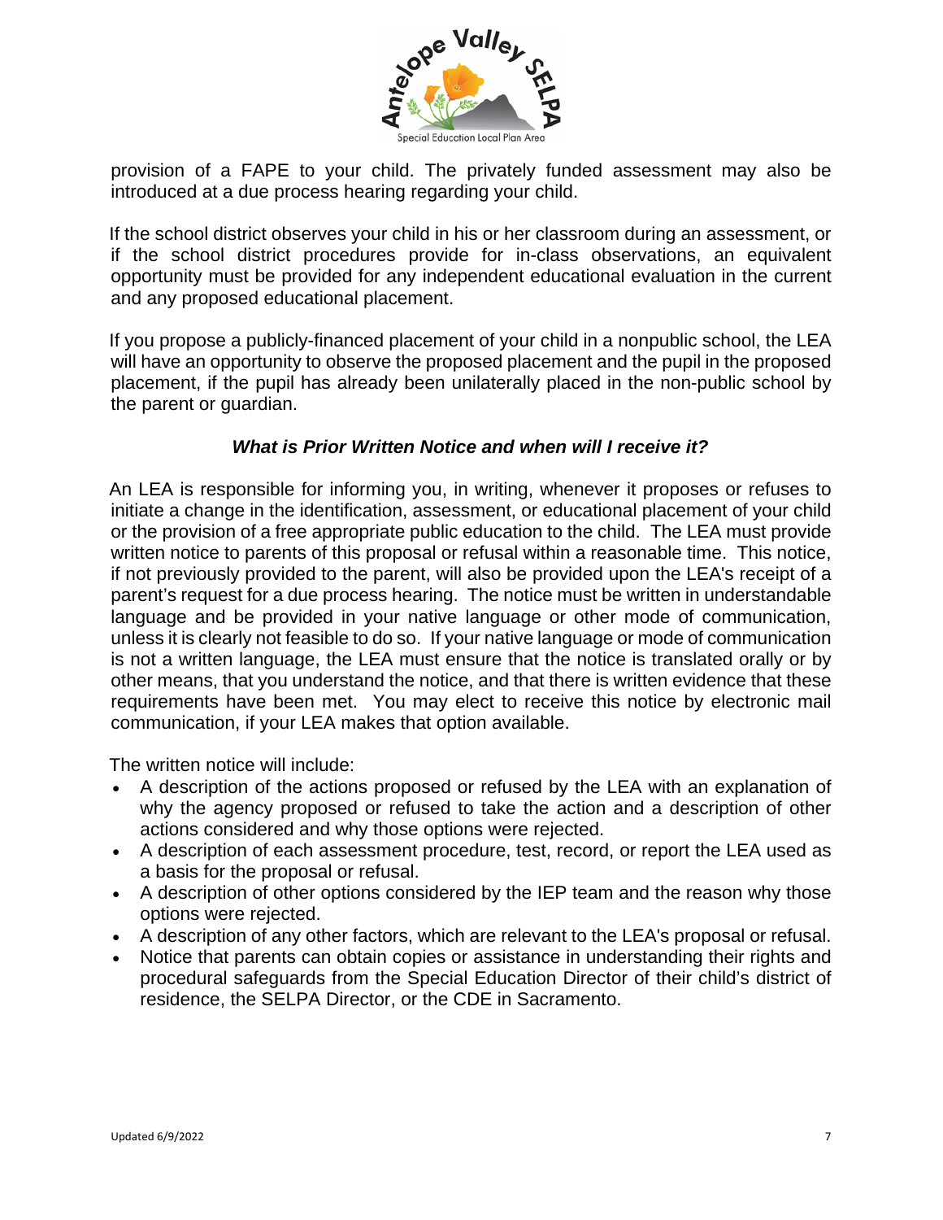provision of a FAPE to your child. The privately funded assessment may also be introduced at a due process hearing regarding your child.

If the school district observes your child in his or her classroom during an assessment, or if the school district procedures provide for in-class observations, an equivalent opportunity must be provided for any independent educational evaluation in the current and any proposed educational placement.

If you propose a publicly-financed placement of your child in a nonpublic school, the LEA will have an opportunity to observe the proposed placement and the pupil in the proposed placement, if the pupil has already been unilaterally placed in the non-public school by the parent or guardian.

### *What is Prior Written Notice and when will I receive it?*

An LEA is responsible for informing you, in writing, whenever it proposes or refuses to initiate a change in the identification, assessment, or educational placement of your child or the provision of a free appropriate public education to the child. The LEA must provide written notice to parents of this proposal or refusal within a reasonable time. This notice, if not previously provided to the parent, will also be provided upon the LEA's receipt of a parent's request for a due process hearing. The notice must be written in understandable language and be provided in your native language or other mode of communication, unless it is clearly not feasible to do so. If your native language or mode of communication is not a written language, the LEA must ensure that the notice is translated orally or by other means, that you understand the notice, and that there is written evidence that these requirements have been met. You may elect to receive this notice by electronic mail communication, if your LEA makes that option available.

The written notice will include:

- A description of the actions proposed or refused by the LEA with an explanation of why the agency proposed or refused to take the action and a description of other actions considered and why those options were rejected.
- A description of each assessment procedure, test, record, or report the LEA used as a basis for the proposal or refusal.
- A description of other options considered by the IEP team and the reason why those options were rejected.
- A description of any other factors, which are relevant to the LEA's proposal or refusal.
- Notice that parents can obtain copies or assistance in understanding their rights and procedural safeguards from the Special Education Director of their child's district of residence, the SELPA Director, or the CDE in Sacramento.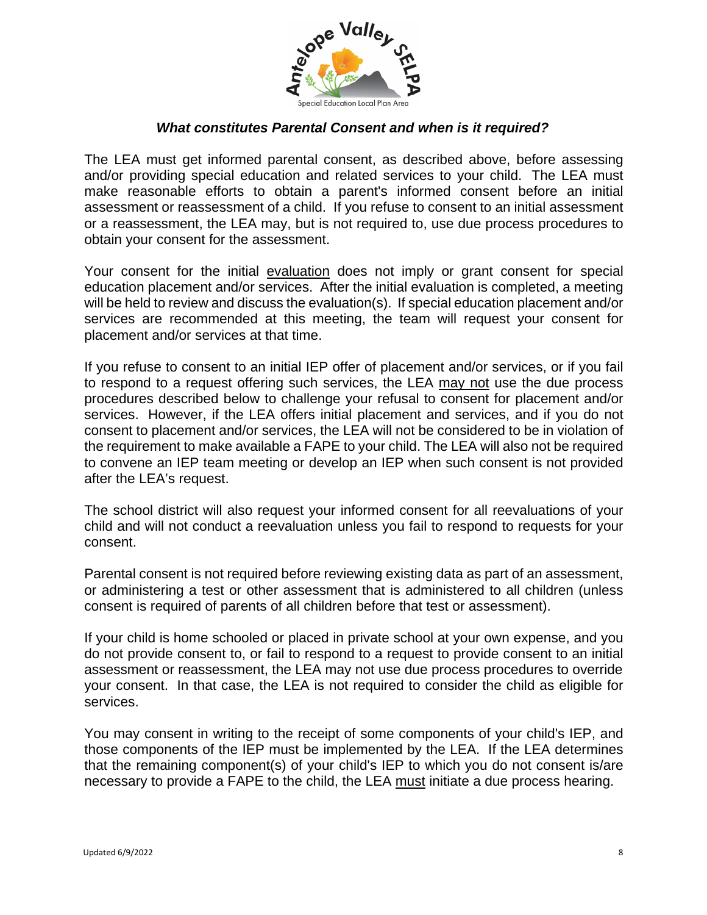### *What constitutes Parental Consent and when is it required?*

The LEA must get informed parental consent, as described above, before assessing and/or providing special education and related services to your child. The LEA must make reasonable efforts to obtain a parent's informed consent before an initial assessment or reassessment of a child. If you refuse to consent to an initial assessment or a reassessment, the LEA may, but is not required to, use due process procedures to obtain your consent for the assessment.

Your consent for the initial evaluation does not imply or grant consent for special education placement and/or services. After the initial evaluation is completed, a meeting will be held to review and discuss the evaluation(s). If special education placement and/or services are recommended at this meeting, the team will request your consent for placement and/or services at that time.

If you refuse to consent to an initial IEP offer of placement and/or services, or if you fail to respond to a request offering such services, the LEA may not use the due process procedures described below to challenge your refusal to consent for placement and/or services. However, if the LEA offers initial placement and services, and if you do not consent to placement and/or services, the LEA will not be considered to be in violation of the requirement to make available a FAPE to your child. The LEA will also not be required to convene an IEP team meeting or develop an IEP when such consent is not provided after the LEA's request.

The school district will also request your informed consent for all reevaluations of your child and will not conduct a reevaluation unless you fail to respond to requests for your consent.

Parental consent is not required before reviewing existing data as part of an assessment, or administering a test or other assessment that is administered to all children (unless consent is required of parents of all children before that test or assessment).

If your child is home schooled or placed in private school at your own expense, and you do not provide consent to, or fail to respond to a request to provide consent to an initial assessment or reassessment, the LEA may not use due process procedures to override your consent. In that case, the LEA is not required to consider the child as eligible for services.

You may consent in writing to the receipt of some components of your child's IEP, and those components of the IEP must be implemented by the LEA. If the LEA determines that the remaining component(s) of your child's IEP to which you do not consent is/are necessary to provide a FAPE to the child, the LEA must initiate a due process hearing.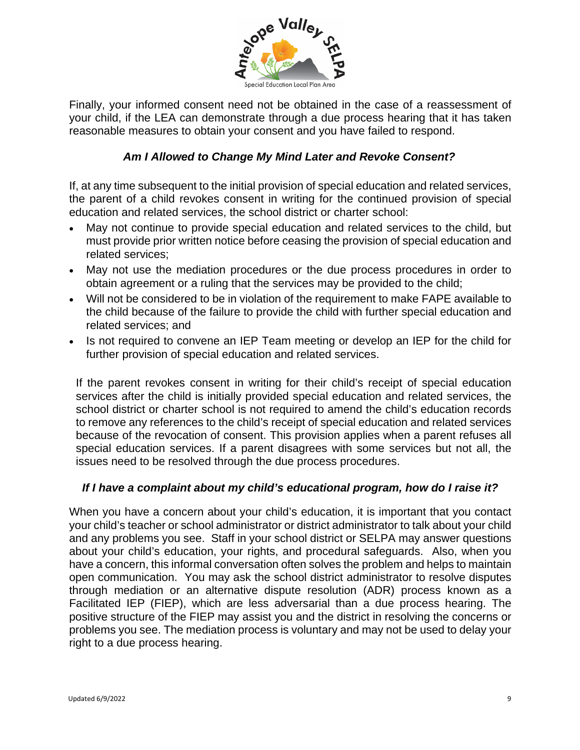Finally, your informed consent need not be obtained in the case of a reassessment of your child, if the LEA can demonstrate through a due process hearing that it has taken reasonable measures to obtain your consent and you have failed to respond.

### *Am I Allowed to Change My Mind Later and Revoke Consent?*

If, at any time subsequent to the initial provision of special education and related services, the parent of a child revokes consent in writing for the continued provision of special education and related services, the school district or charter school:

- May not continue to provide special education and related services to the child, but must provide prior written notice before ceasing the provision of special education and related services;
- May not use the mediation procedures or the due process procedures in order to obtain agreement or a ruling that the services may be provided to the child;
- Will not be considered to be in violation of the requirement to make FAPE available to the child because of the failure to provide the child with further special education and related services; and
- Is not required to convene an IEP Team meeting or develop an IEP for the child for further provision of special education and related services.

If the parent revokes consent in writing for their child's receipt of special education services after the child is initially provided special education and related services, the school district or charter school is not required to amend the child's education records to remove any references to the child's receipt of special education and related services because of the revocation of consent. This provision applies when a parent refuses all special education services. If a parent disagrees with some services but not all, the issues need to be resolved through the due process procedures.

### *If I have a complaint about my child's educational program, how do I raise it?*

When you have a concern about your child's education, it is important that you contact your child's teacher or school administrator or district administrator to talk about your child and any problems you see. Staff in your school district or SELPA may answer questions about your child's education, your rights, and procedural safeguards. Also, when you have a concern, this informal conversation often solves the problem and helps to maintain open communication. You may ask the school district administrator to resolve disputes through mediation or an alternative dispute resolution (ADR) process known as a Facilitated IEP (FIEP), which are less adversarial than a due process hearing. The positive structure of the FIEP may assist you and the district in resolving the concerns or problems you see. The mediation process is voluntary and may not be used to delay your right to a due process hearing.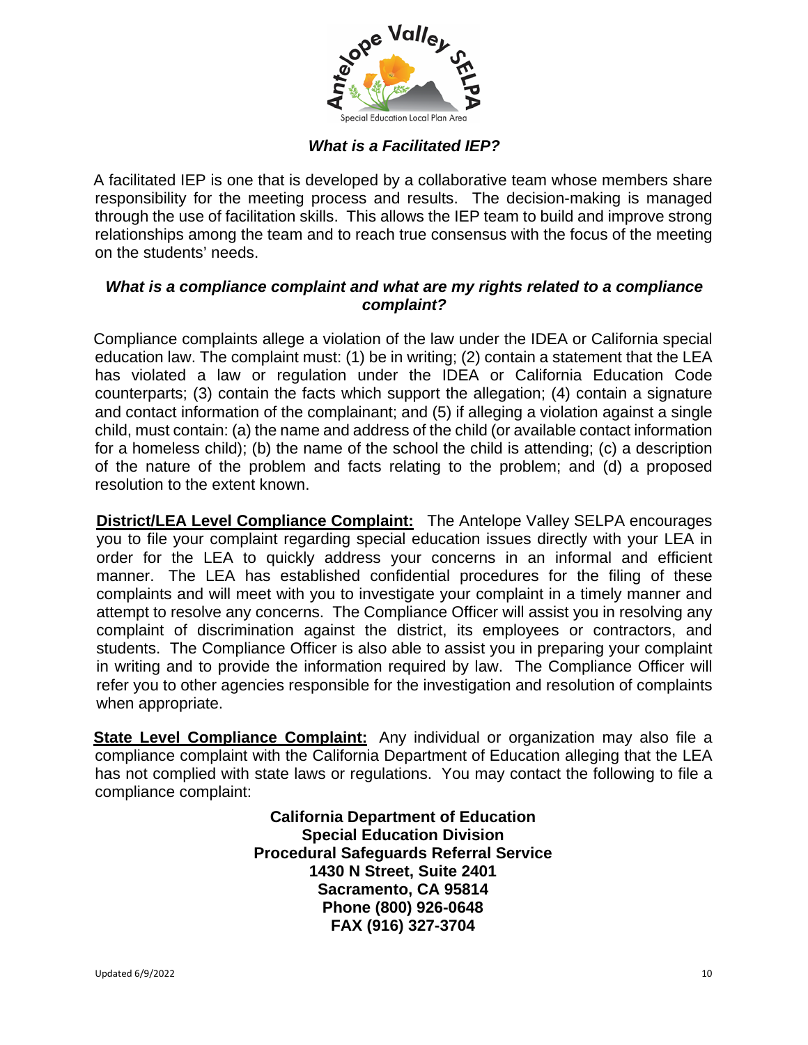### *What is a Facilitated IEP?*

A facilitated IEP is one that is developed by a collaborative team whose members share responsibility for the meeting process and results. The decision-making is managed through the use of facilitation skills. This allows the IEP team to build and improve strong relationships among the team and to reach true consensus with the focus of the meeting on the students' needs.

### *What is a compliance complaint and what are my rights related to a compliance complaint?*

Compliance complaints allege a violation of the law under the IDEA or California special education law. The complaint must: (1) be in writing; (2) contain a statement that the LEA has violated a law or regulation under the IDEA or California Education Code counterparts; (3) contain the facts which support the allegation; (4) contain a signature and contact information of the complainant; and (5) if alleging a violation against a single child, must contain: (a) the name and address of the child (or available contact information for a homeless child); (b) the name of the school the child is attending; (c) a description of the nature of the problem and facts relating to the problem; and (d) a proposed resolution to the extent known.

**District/LEA Level Compliance Complaint:** The Antelope Valley SELPA encourages you to file your complaint regarding special education issues directly with your LEA in order for the LEA to quickly address your concerns in an informal and efficient manner. The LEA has established confidential procedures for the filing of these complaints and will meet with you to investigate your complaint in a timely manner and attempt to resolve any concerns. The Compliance Officer will assist you in resolving any complaint of discrimination against the district, its employees or contractors, and students. The Compliance Officer is also able to assist you in preparing your complaint in writing and to provide the information required by law. The Compliance Officer will refer you to other agencies responsible for the investigation and resolution of complaints when appropriate.

**State Level Compliance Complaint:** Any individual or organization may also file a compliance complaint with the California Department of Education alleging that the LEA has not complied with state laws or regulations. You may contact the following to file a compliance complaint:

**California Department of Education**
**Special Education Division**
**Procedural Safeguards Referral Service**
**1430 N Street, Suite 2401**
**Sacramento, CA 95814**
**Phone (800) 926-0648**
**FAX (916) 327-3704**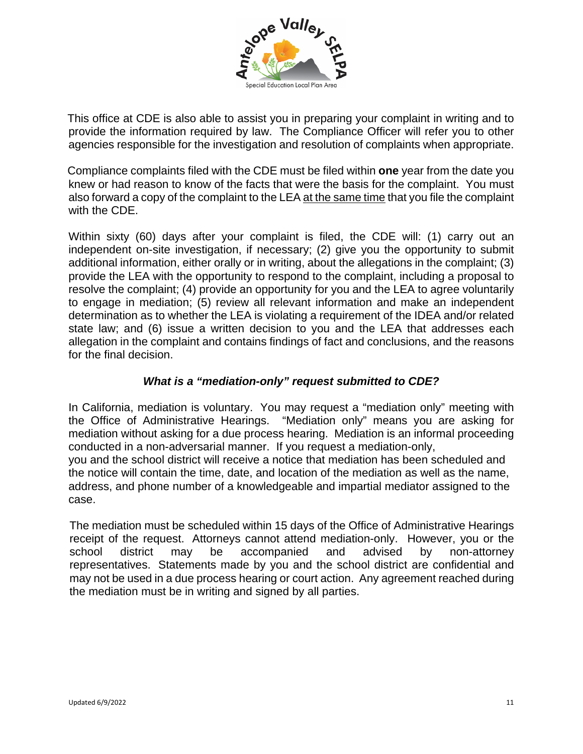This office at CDE is also able to assist you in preparing your complaint in writing and to provide the information required by law. The Compliance Officer will refer you to other agencies responsible for the investigation and resolution of complaints when appropriate.

Compliance complaints filed with the CDE must be filed within **one** year from the date you knew or had reason to know of the facts that were the basis for the complaint. You must also forward a copy of the complaint to the LEA <u>at the same time</u> that you file the complaint with the CDE.

Within sixty (60) days after your complaint is filed, the CDE will: (1) carry out an independent on-site investigation, if necessary; (2) give you the opportunity to submit additional information, either orally or in writing, about the allegations in the complaint; (3) provide the LEA with the opportunity to respond to the complaint, including a proposal to resolve the complaint; (4) provide an opportunity for you and the LEA to agree voluntarily to engage in mediation; (5) review all relevant information and make an independent determination as to whether the LEA is violating a requirement of the IDEA and/or related state law; and (6) issue a written decision to you and the LEA that addresses each allegation in the complaint and contains findings of fact and conclusions, and the reasons for the final decision.

### ***What is a "mediation-only" request submitted to CDE?***

In California, mediation is voluntary. You may request a "mediation only" meeting with the Office of Administrative Hearings. "Mediation only" means you are asking for mediation without asking for a due process hearing. Mediation is an informal proceeding conducted in a non-adversarial manner. If you request a mediation-only, you and the school district will receive a notice that mediation has been scheduled and the notice will contain the time, date, and location of the mediation as well as the name, address, and phone number of a knowledgeable and impartial mediator assigned to the case.

The mediation must be scheduled within 15 days of the Office of Administrative Hearings receipt of the request. Attorneys cannot attend mediation-only. However, you or the school district may be accompanied and advised by non-attorney representatives. Statements made by you and the school district are confidential and may not be used in a due process hearing or court action. Any agreement reached during the mediation must be in writing and signed by all parties.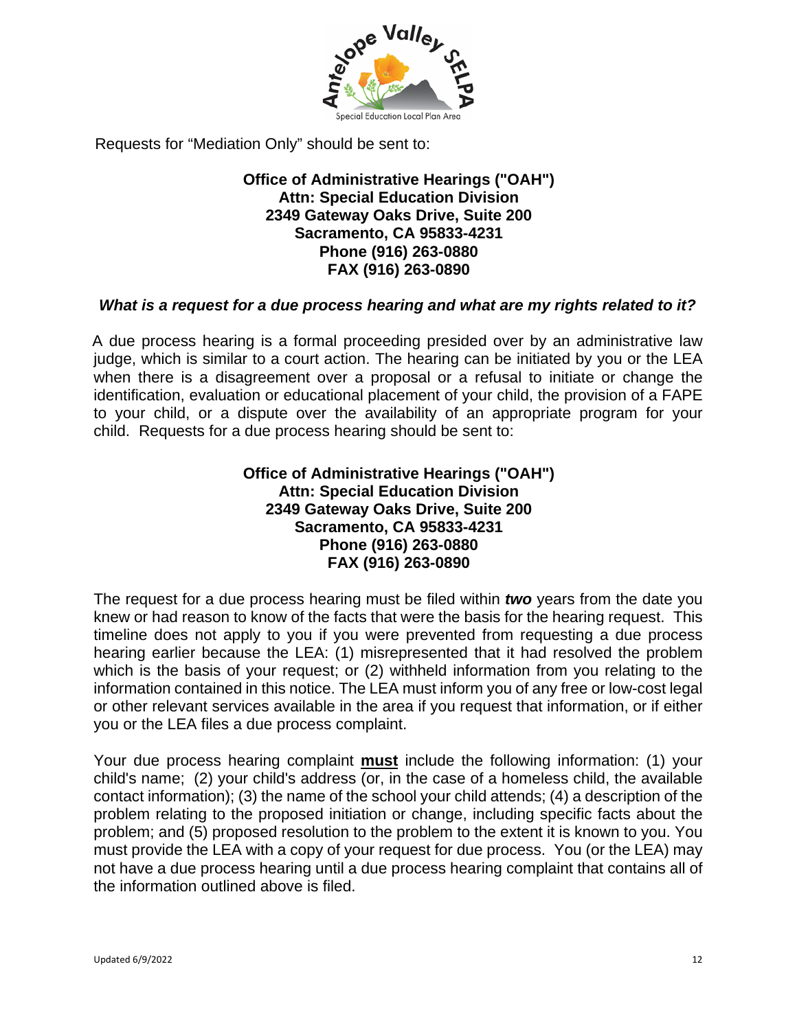Requests for “Mediation Only” should be sent to:

**Office of Administrative Hearings ("OAH")**
**Attn: Special Education Division**
**2349 Gateway Oaks Drive, Suite 200**
**Sacramento, CA 95833-4231**
**Phone (916) 263-0880**
**FAX (916) 263-0890**

***What is a request for a due process hearing and what are my rights related to it?***

A due process hearing is a formal proceeding presided over by an administrative law judge, which is similar to a court action. The hearing can be initiated by you or the LEA when there is a disagreement over a proposal or a refusal to initiate or change the identification, evaluation or educational placement of your child, the provision of a FAPE to your child, or a dispute over the availability of an appropriate program for your child. Requests for a due process hearing should be sent to:

**Office of Administrative Hearings ("OAH")**
**Attn: Special Education Division**
**2349 Gateway Oaks Drive, Suite 200**
**Sacramento, CA 95833-4231**
**Phone (916) 263-0880**
**FAX (916) 263-0890**

The request for a due process hearing must be filed within ***two*** years from the date you knew or had reason to know of the facts that were the basis for the hearing request. This timeline does not apply to you if you were prevented from requesting a due process hearing earlier because the LEA: (1) misrepresented that it had resolved the problem which is the basis of your request; or (2) withheld information from you relating to the information contained in this notice. The LEA must inform you of any free or low-cost legal or other relevant services available in the area if you request that information, or if either you or the LEA files a due process complaint.

Your due process hearing complaint <u>**must**</u> include the following information: (1) your child's name; (2) your child's address (or, in the case of a homeless child, the available contact information); (3) the name of the school your child attends; (4) a description of the problem relating to the proposed initiation or change, including specific facts about the problem; and (5) proposed resolution to the problem to the extent it is known to you. You must provide the LEA with a copy of your request for due process. You (or the LEA) may not have a due process hearing until a due process hearing complaint that contains all of the information outlined above is filed.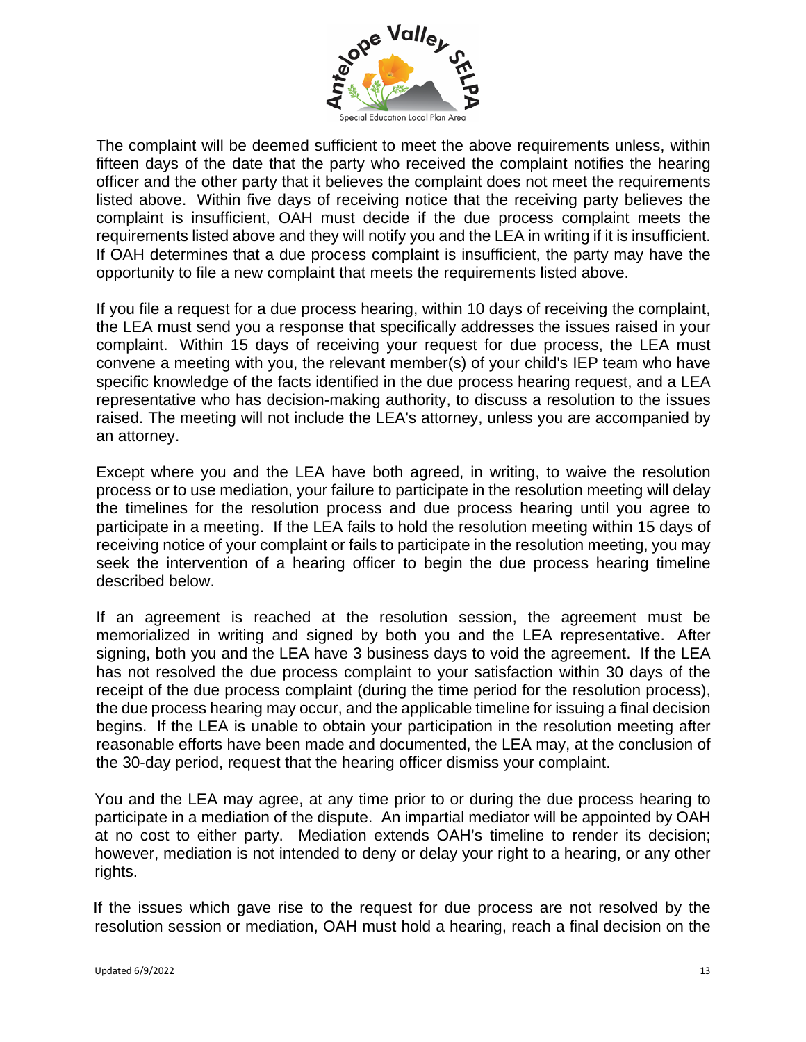The complaint will be deemed sufficient to meet the above requirements unless, within fifteen days of the date that the party who received the complaint notifies the hearing officer and the other party that it believes the complaint does not meet the requirements listed above. Within five days of receiving notice that the receiving party believes the complaint is insufficient, OAH must decide if the due process complaint meets the requirements listed above and they will notify you and the LEA in writing if it is insufficient. If OAH determines that a due process complaint is insufficient, the party may have the opportunity to file a new complaint that meets the requirements listed above.

If you file a request for a due process hearing, within 10 days of receiving the complaint, the LEA must send you a response that specifically addresses the issues raised in your complaint. Within 15 days of receiving your request for due process, the LEA must convene a meeting with you, the relevant member(s) of your child's IEP team who have specific knowledge of the facts identified in the due process hearing request, and a LEA representative who has decision-making authority, to discuss a resolution to the issues raised. The meeting will not include the LEA's attorney, unless you are accompanied by an attorney.

Except where you and the LEA have both agreed, in writing, to waive the resolution process or to use mediation, your failure to participate in the resolution meeting will delay the timelines for the resolution process and due process hearing until you agree to participate in a meeting. If the LEA fails to hold the resolution meeting within 15 days of receiving notice of your complaint or fails to participate in the resolution meeting, you may seek the intervention of a hearing officer to begin the due process hearing timeline described below.

If an agreement is reached at the resolution session, the agreement must be memorialized in writing and signed by both you and the LEA representative. After signing, both you and the LEA have 3 business days to void the agreement. If the LEA has not resolved the due process complaint to your satisfaction within 30 days of the receipt of the due process complaint (during the time period for the resolution process), the due process hearing may occur, and the applicable timeline for issuing a final decision begins. If the LEA is unable to obtain your participation in the resolution meeting after reasonable efforts have been made and documented, the LEA may, at the conclusion of the 30-day period, request that the hearing officer dismiss your complaint.

You and the LEA may agree, at any time prior to or during the due process hearing to participate in a mediation of the dispute. An impartial mediator will be appointed by OAH at no cost to either party. Mediation extends OAH's timeline to render its decision; however, mediation is not intended to deny or delay your right to a hearing, or any other rights.

If the issues which gave rise to the request for due process are not resolved by the resolution session or mediation, OAH must hold a hearing, reach a final decision on the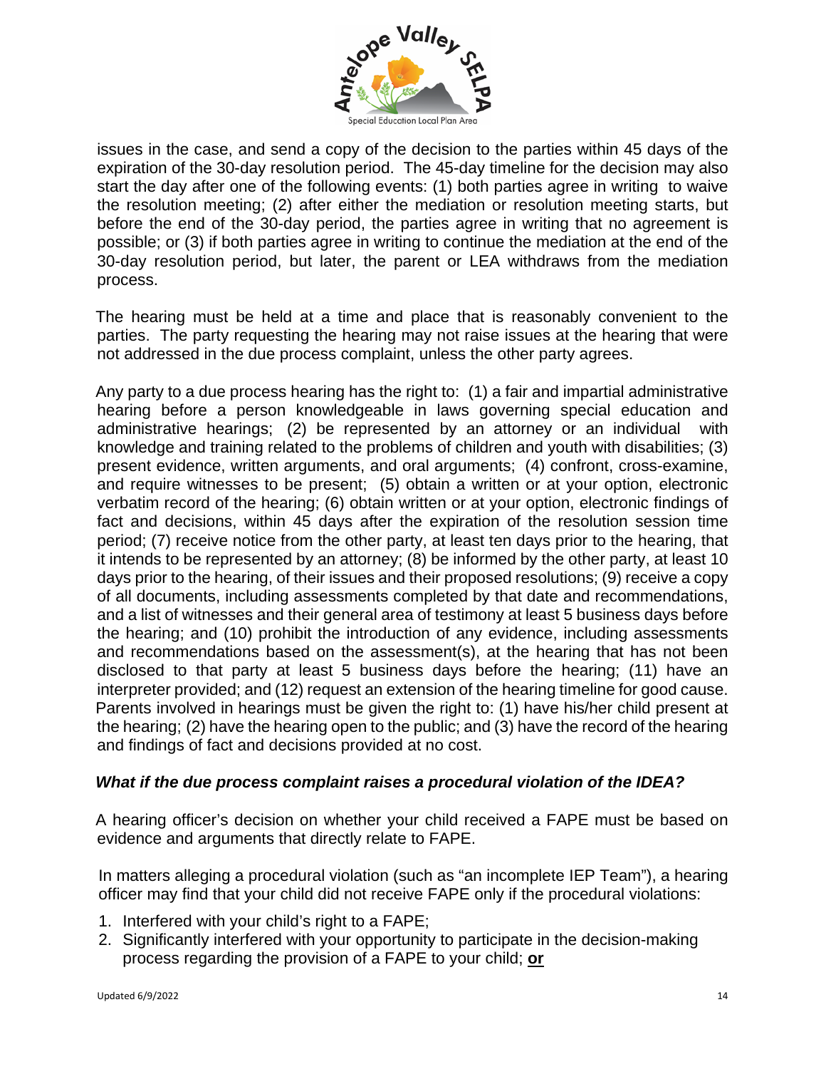issues in the case, and send a copy of the decision to the parties within 45 days of the expiration of the 30-day resolution period. The 45-day timeline for the decision may also start the day after one of the following events: (1) both parties agree in writing to waive the resolution meeting; (2) after either the mediation or resolution meeting starts, but before the end of the 30-day period, the parties agree in writing that no agreement is possible; or (3) if both parties agree in writing to continue the mediation at the end of the 30-day resolution period, but later, the parent or LEA withdraws from the mediation process.

The hearing must be held at a time and place that is reasonably convenient to the parties. The party requesting the hearing may not raise issues at the hearing that were not addressed in the due process complaint, unless the other party agrees.

Any party to a due process hearing has the right to: (1) a fair and impartial administrative hearing before a person knowledgeable in laws governing special education and administrative hearings; (2) be represented by an attorney or an individual with knowledge and training related to the problems of children and youth with disabilities; (3) present evidence, written arguments, and oral arguments; (4) confront, cross-examine, and require witnesses to be present; (5) obtain a written or at your option, electronic verbatim record of the hearing; (6) obtain written or at your option, electronic findings of fact and decisions, within 45 days after the expiration of the resolution session time period; (7) receive notice from the other party, at least ten days prior to the hearing, that it intends to be represented by an attorney; (8) be informed by the other party, at least 10 days prior to the hearing, of their issues and their proposed resolutions; (9) receive a copy of all documents, including assessments completed by that date and recommendations, and a list of witnesses and their general area of testimony at least 5 business days before the hearing; and (10) prohibit the introduction of any evidence, including assessments and recommendations based on the assessment(s), at the hearing that has not been disclosed to that party at least 5 business days before the hearing; (11) have an interpreter provided; and (12) request an extension of the hearing timeline for good cause. Parents involved in hearings must be given the right to: (1) have his/her child present at the hearing; (2) have the hearing open to the public; and (3) have the record of the hearing and findings of fact and decisions provided at no cost.

### *What if the due process complaint raises a procedural violation of the IDEA?*

A hearing officer's decision on whether your child received a FAPE must be based on evidence and arguments that directly relate to FAPE.

In matters alleging a procedural violation (such as "an incomplete IEP Team"), a hearing officer may find that your child did not receive FAPE only if the procedural violations:

1. Interfered with your child's right to a FAPE;
2. Significantly interfered with your opportunity to participate in the decision-making process regarding the provision of a FAPE to your child; **<u>or</u>**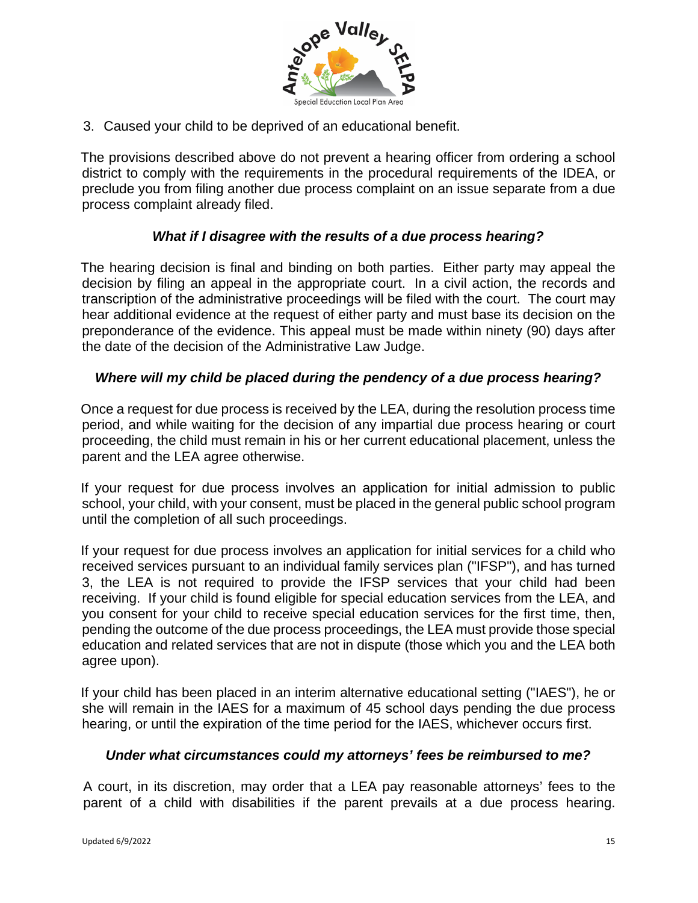3. Caused your child to be deprived of an educational benefit.

The provisions described above do not prevent a hearing officer from ordering a school district to comply with the requirements in the procedural requirements of the IDEA, or preclude you from filing another due process complaint on an issue separate from a due process complaint already filed.

### *What if I disagree with the results of a due process hearing?*

The hearing decision is final and binding on both parties. Either party may appeal the decision by filing an appeal in the appropriate court. In a civil action, the records and transcription of the administrative proceedings will be filed with the court. The court may hear additional evidence at the request of either party and must base its decision on the preponderance of the evidence. This appeal must be made within ninety (90) days after the date of the decision of the Administrative Law Judge.

### *Where will my child be placed during the pendency of a due process hearing?*

Once a request for due process is received by the LEA, during the resolution process time period, and while waiting for the decision of any impartial due process hearing or court proceeding, the child must remain in his or her current educational placement, unless the parent and the LEA agree otherwise.

If your request for due process involves an application for initial admission to public school, your child, with your consent, must be placed in the general public school program until the completion of all such proceedings.

If your request for due process involves an application for initial services for a child who received services pursuant to an individual family services plan ("IFSP"), and has turned 3, the LEA is not required to provide the IFSP services that your child had been receiving. If your child is found eligible for special education services from the LEA, and you consent for your child to receive special education services for the first time, then, pending the outcome of the due process proceedings, the LEA must provide those special education and related services that are not in dispute (those which you and the LEA both agree upon).

If your child has been placed in an interim alternative educational setting ("IAES"), he or she will remain in the IAES for a maximum of 45 school days pending the due process hearing, or until the expiration of the time period for the IAES, whichever occurs first.

### *Under what circumstances could my attorneys' fees be reimbursed to me?*

A court, in its discretion, may order that a LEA pay reasonable attorneys' fees to the parent of a child with disabilities if the parent prevails at a due process hearing.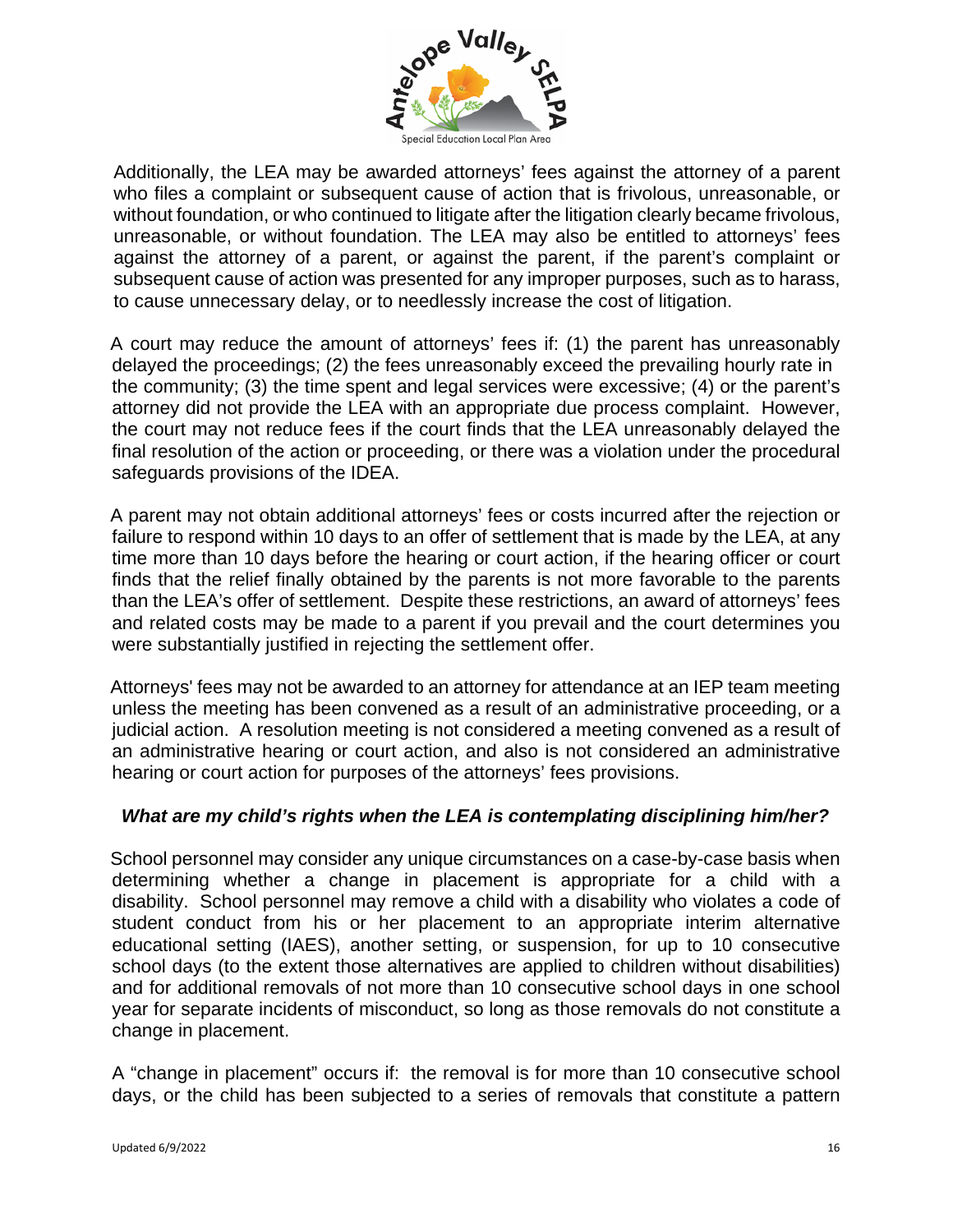Additionally, the LEA may be awarded attorneys' fees against the attorney of a parent who files a complaint or subsequent cause of action that is frivolous, unreasonable, or without foundation, or who continued to litigate after the litigation clearly became frivolous, unreasonable, or without foundation. The LEA may also be entitled to attorneys' fees against the attorney of a parent, or against the parent, if the parent's complaint or subsequent cause of action was presented for any improper purposes, such as to harass, to cause unnecessary delay, or to needlessly increase the cost of litigation.

A court may reduce the amount of attorneys' fees if: (1) the parent has unreasonably delayed the proceedings; (2) the fees unreasonably exceed the prevailing hourly rate in the community; (3) the time spent and legal services were excessive; (4) or the parent's attorney did not provide the LEA with an appropriate due process complaint. However, the court may not reduce fees if the court finds that the LEA unreasonably delayed the final resolution of the action or proceeding, or there was a violation under the procedural safeguards provisions of the IDEA.

A parent may not obtain additional attorneys' fees or costs incurred after the rejection or failure to respond within 10 days to an offer of settlement that is made by the LEA, at any time more than 10 days before the hearing or court action, if the hearing officer or court finds that the relief finally obtained by the parents is not more favorable to the parents than the LEA's offer of settlement. Despite these restrictions, an award of attorneys' fees and related costs may be made to a parent if you prevail and the court determines you were substantially justified in rejecting the settlement offer.

Attorneys' fees may not be awarded to an attorney for attendance at an IEP team meeting unless the meeting has been convened as a result of an administrative proceeding, or a judicial action. A resolution meeting is not considered a meeting convened as a result of an administrative hearing or court action, and also is not considered an administrative hearing or court action for purposes of the attorneys' fees provisions.

### *What are my child's rights when the LEA is contemplating disciplining him/her?*

School personnel may consider any unique circumstances on a case-by-case basis when determining whether a change in placement is appropriate for a child with a disability. School personnel may remove a child with a disability who violates a code of student conduct from his or her placement to an appropriate interim alternative educational setting (IAES), another setting, or suspension, for up to 10 consecutive school days (to the extent those alternatives are applied to children without disabilities) and for additional removals of not more than 10 consecutive school days in one school year for separate incidents of misconduct, so long as those removals do not constitute a change in placement.

A "change in placement" occurs if: the removal is for more than 10 consecutive school days, or the child has been subjected to a series of removals that constitute a pattern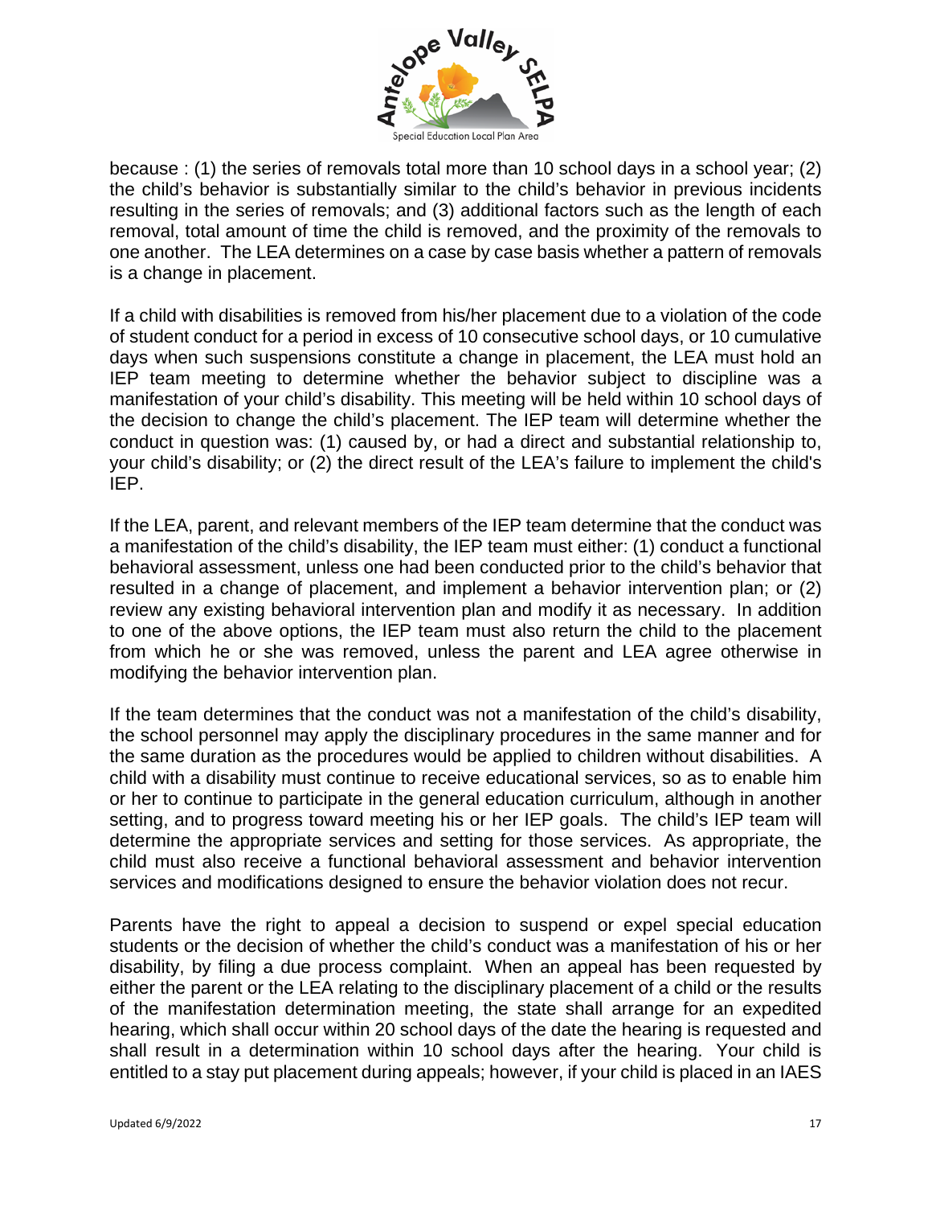because : (1) the series of removals total more than 10 school days in a school year; (2) the child's behavior is substantially similar to the child's behavior in previous incidents resulting in the series of removals; and (3) additional factors such as the length of each removal, total amount of time the child is removed, and the proximity of the removals to one another. The LEA determines on a case by case basis whether a pattern of removals is a change in placement.

If a child with disabilities is removed from his/her placement due to a violation of the code of student conduct for a period in excess of 10 consecutive school days, or 10 cumulative days when such suspensions constitute a change in placement, the LEA must hold an IEP team meeting to determine whether the behavior subject to discipline was a manifestation of your child's disability. This meeting will be held within 10 school days of the decision to change the child's placement. The IEP team will determine whether the conduct in question was: (1) caused by, or had a direct and substantial relationship to, your child's disability; or (2) the direct result of the LEA's failure to implement the child's IEP.

If the LEA, parent, and relevant members of the IEP team determine that the conduct was a manifestation of the child's disability, the IEP team must either: (1) conduct a functional behavioral assessment, unless one had been conducted prior to the child's behavior that resulted in a change of placement, and implement a behavior intervention plan; or (2) review any existing behavioral intervention plan and modify it as necessary. In addition to one of the above options, the IEP team must also return the child to the placement from which he or she was removed, unless the parent and LEA agree otherwise in modifying the behavior intervention plan.

If the team determines that the conduct was not a manifestation of the child's disability, the school personnel may apply the disciplinary procedures in the same manner and for the same duration as the procedures would be applied to children without disabilities. A child with a disability must continue to receive educational services, so as to enable him or her to continue to participate in the general education curriculum, although in another setting, and to progress toward meeting his or her IEP goals. The child's IEP team will determine the appropriate services and setting for those services. As appropriate, the child must also receive a functional behavioral assessment and behavior intervention services and modifications designed to ensure the behavior violation does not recur.

Parents have the right to appeal a decision to suspend or expel special education students or the decision of whether the child's conduct was a manifestation of his or her disability, by filing a due process complaint. When an appeal has been requested by either the parent or the LEA relating to the disciplinary placement of a child or the results of the manifestation determination meeting, the state shall arrange for an expedited hearing, which shall occur within 20 school days of the date the hearing is requested and shall result in a determination within 10 school days after the hearing. Your child is entitled to a stay put placement during appeals; however, if your child is placed in an IAES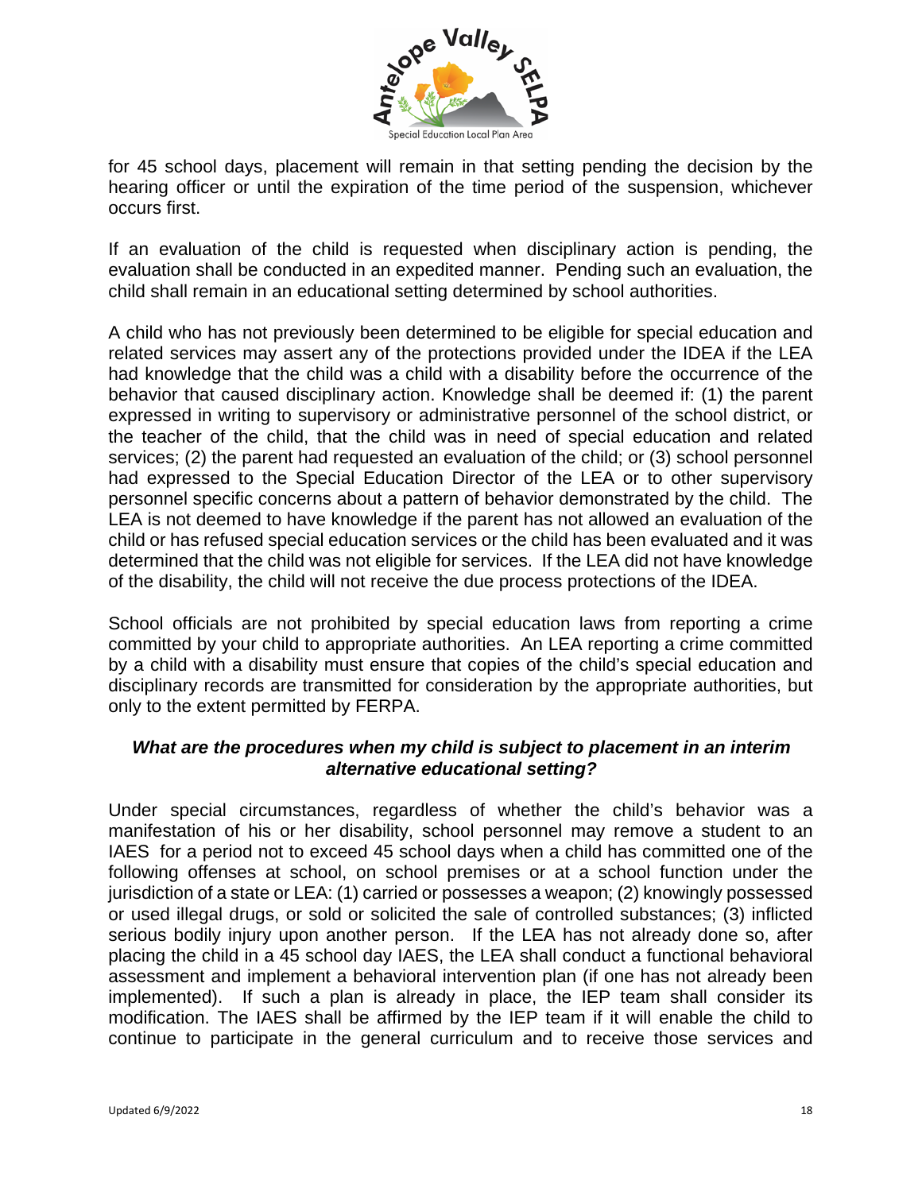for 45 school days, placement will remain in that setting pending the decision by the hearing officer or until the expiration of the time period of the suspension, whichever occurs first.

If an evaluation of the child is requested when disciplinary action is pending, the evaluation shall be conducted in an expedited manner. Pending such an evaluation, the child shall remain in an educational setting determined by school authorities.

A child who has not previously been determined to be eligible for special education and related services may assert any of the protections provided under the IDEA if the LEA had knowledge that the child was a child with a disability before the occurrence of the behavior that caused disciplinary action. Knowledge shall be deemed if: (1) the parent expressed in writing to supervisory or administrative personnel of the school district, or the teacher of the child, that the child was in need of special education and related services; (2) the parent had requested an evaluation of the child; or (3) school personnel had expressed to the Special Education Director of the LEA or to other supervisory personnel specific concerns about a pattern of behavior demonstrated by the child. The LEA is not deemed to have knowledge if the parent has not allowed an evaluation of the child or has refused special education services or the child has been evaluated and it was determined that the child was not eligible for services. If the LEA did not have knowledge of the disability, the child will not receive the due process protections of the IDEA.

School officials are not prohibited by special education laws from reporting a crime committed by your child to appropriate authorities. An LEA reporting a crime committed by a child with a disability must ensure that copies of the child's special education and disciplinary records are transmitted for consideration by the appropriate authorities, but only to the extent permitted by FERPA.

### *What are the procedures when my child is subject to placement in an interim alternative educational setting?*

Under special circumstances, regardless of whether the child's behavior was a manifestation of his or her disability, school personnel may remove a student to an IAES for a period not to exceed 45 school days when a child has committed one of the following offenses at school, on school premises or at a school function under the jurisdiction of a state or LEA: (1) carried or possesses a weapon; (2) knowingly possessed or used illegal drugs, or sold or solicited the sale of controlled substances; (3) inflicted serious bodily injury upon another person. If the LEA has not already done so, after placing the child in a 45 school day IAES, the LEA shall conduct a functional behavioral assessment and implement a behavioral intervention plan (if one has not already been implemented). If such a plan is already in place, the IEP team shall consider its modification. The IAES shall be affirmed by the IEP team if it will enable the child to continue to participate in the general curriculum and to receive those services and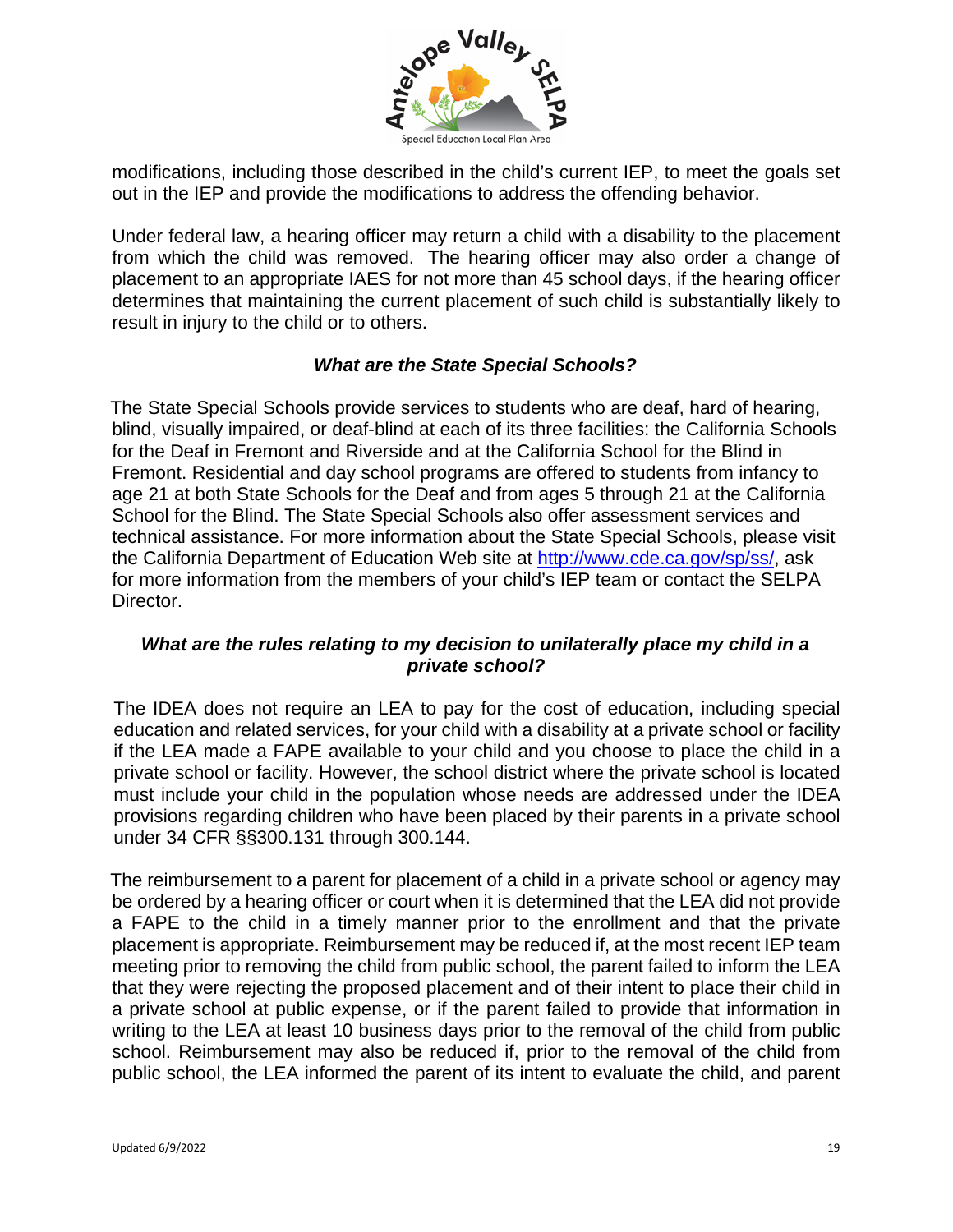modifications, including those described in the child's current IEP, to meet the goals set out in the IEP and provide the modifications to address the offending behavior.

Under federal law, a hearing officer may return a child with a disability to the placement from which the child was removed. The hearing officer may also order a change of placement to an appropriate IAES for not more than 45 school days, if the hearing officer determines that maintaining the current placement of such child is substantially likely to result in injury to the child or to others.

### *What are the State Special Schools?*

The State Special Schools provide services to students who are deaf, hard of hearing, blind, visually impaired, or deaf-blind at each of its three facilities: the California Schools for the Deaf in Fremont and Riverside and at the California School for the Blind in Fremont. Residential and day school programs are offered to students from infancy to age 21 at both State Schools for the Deaf and from ages 5 through 21 at the California School for the Blind. The State Special Schools also offer assessment services and technical assistance. For more information about the State Special Schools, please visit the California Department of Education Web site at http://www.cde.ca.gov/sp/ss/, ask for more information from the members of your child's IEP team or contact the SELPA Director.

### *What are the rules relating to my decision to unilaterally place my child in a private school?*

The IDEA does not require an LEA to pay for the cost of education, including special education and related services, for your child with a disability at a private school or facility if the LEA made a FAPE available to your child and you choose to place the child in a private school or facility. However, the school district where the private school is located must include your child in the population whose needs are addressed under the IDEA provisions regarding children who have been placed by their parents in a private school under 34 CFR §§300.131 through 300.144.

The reimbursement to a parent for placement of a child in a private school or agency may be ordered by a hearing officer or court when it is determined that the LEA did not provide a FAPE to the child in a timely manner prior to the enrollment and that the private placement is appropriate. Reimbursement may be reduced if, at the most recent IEP team meeting prior to removing the child from public school, the parent failed to inform the LEA that they were rejecting the proposed placement and of their intent to place their child in a private school at public expense, or if the parent failed to provide that information in writing to the LEA at least 10 business days prior to the removal of the child from public school. Reimbursement may also be reduced if, prior to the removal of the child from public school, the LEA informed the parent of its intent to evaluate the child, and parent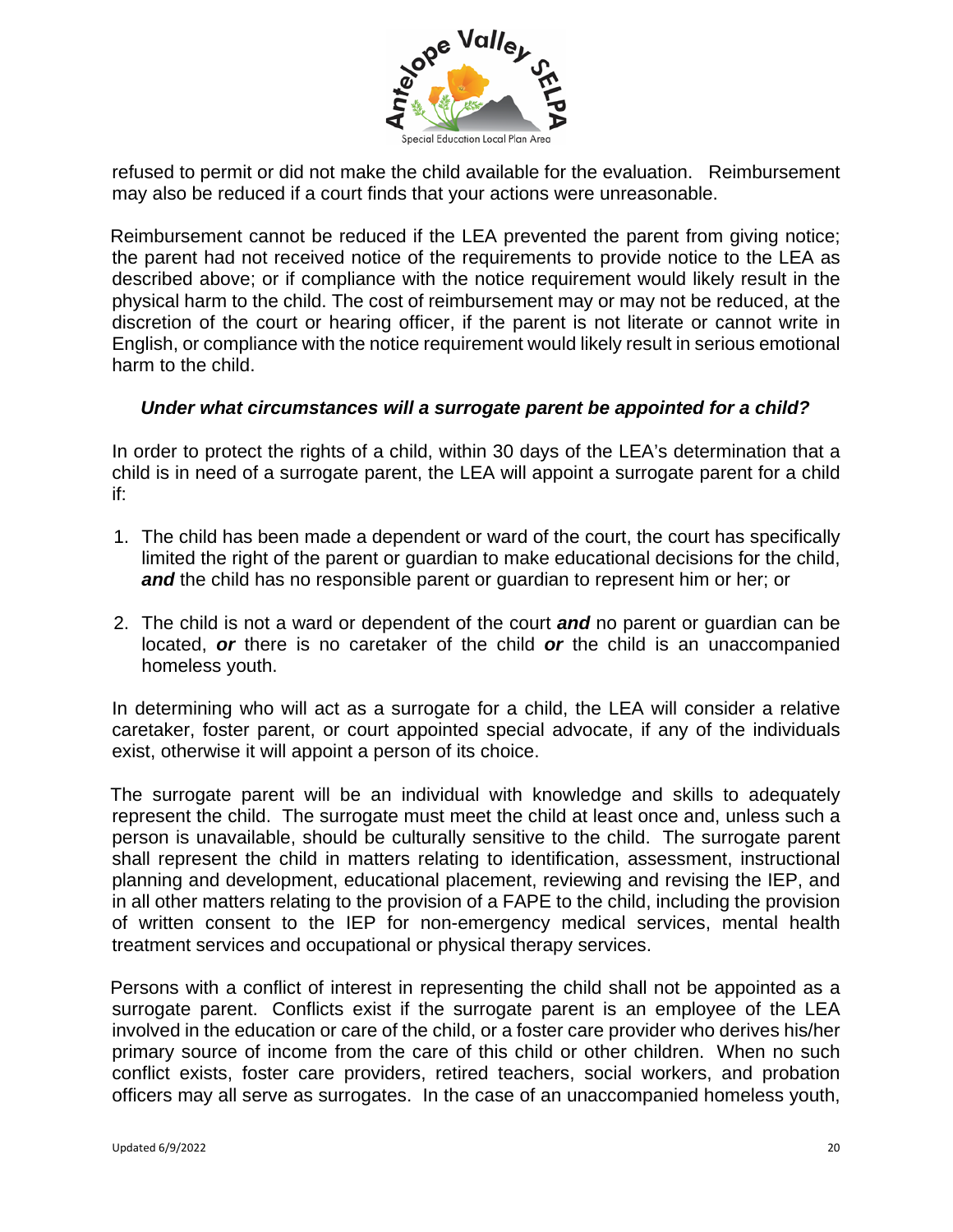refused to permit or did not make the child available for the evaluation. Reimbursement may also be reduced if a court finds that your actions were unreasonable.

Reimbursement cannot be reduced if the LEA prevented the parent from giving notice; the parent had not received notice of the requirements to provide notice to the LEA as described above; or if compliance with the notice requirement would likely result in the physical harm to the child. The cost of reimbursement may or may not be reduced, at the discretion of the court or hearing officer, if the parent is not literate or cannot write in English, or compliance with the notice requirement would likely result in serious emotional harm to the child.

### *Under what circumstances will a surrogate parent be appointed for a child?*

In order to protect the rights of a child, within 30 days of the LEA's determination that a child is in need of a surrogate parent, the LEA will appoint a surrogate parent for a child if:

1. The child has been made a dependent or ward of the court, the court has specifically limited the right of the parent or guardian to make educational decisions for the child, ***and*** the child has no responsible parent or guardian to represent him or her; or

2. The child is not a ward or dependent of the court ***and*** no parent or guardian can be located, ***or*** there is no caretaker of the child ***or*** the child is an unaccompanied homeless youth.

In determining who will act as a surrogate for a child, the LEA will consider a relative caretaker, foster parent, or court appointed special advocate, if any of the individuals exist, otherwise it will appoint a person of its choice.

The surrogate parent will be an individual with knowledge and skills to adequately represent the child. The surrogate must meet the child at least once and, unless such a person is unavailable, should be culturally sensitive to the child. The surrogate parent shall represent the child in matters relating to identification, assessment, instructional planning and development, educational placement, reviewing and revising the IEP, and in all other matters relating to the provision of a FAPE to the child, including the provision of written consent to the IEP for non-emergency medical services, mental health treatment services and occupational or physical therapy services.

Persons with a conflict of interest in representing the child shall not be appointed as a surrogate parent. Conflicts exist if the surrogate parent is an employee of the LEA involved in the education or care of the child, or a foster care provider who derives his/her primary source of income from the care of this child or other children. When no such conflict exists, foster care providers, retired teachers, social workers, and probation officers may all serve as surrogates. In the case of an unaccompanied homeless youth,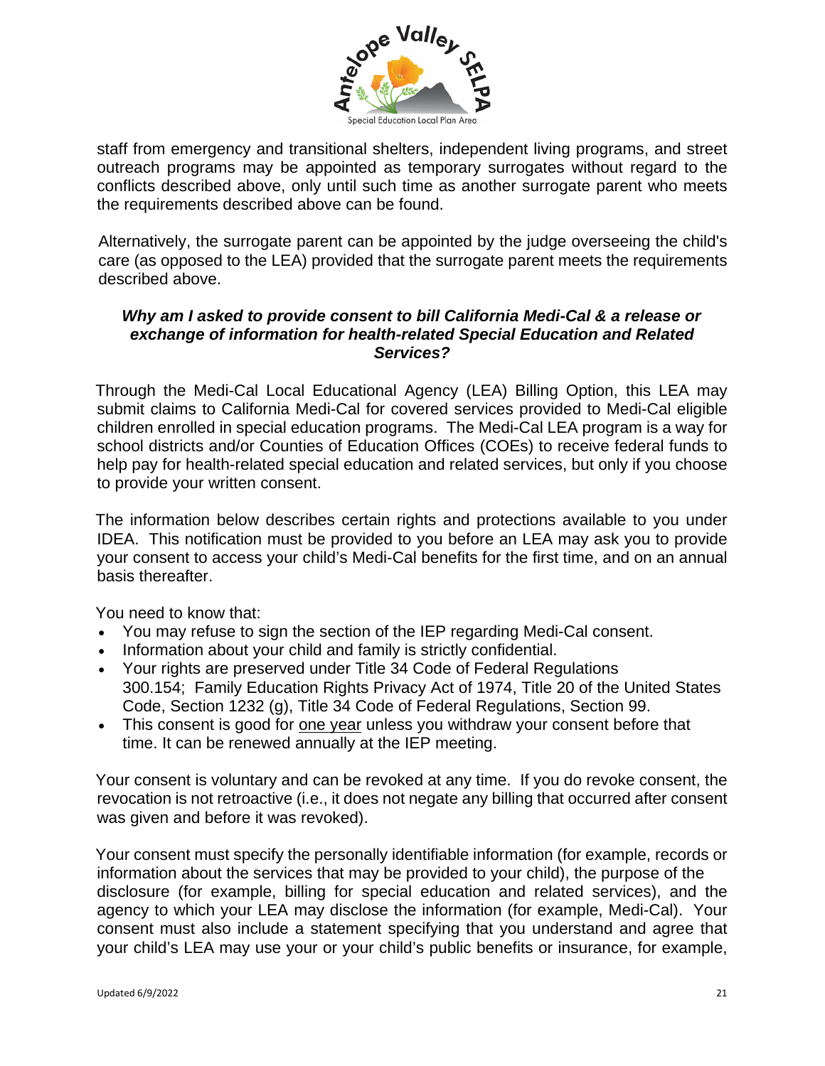staff from emergency and transitional shelters, independent living programs, and street outreach programs may be appointed as temporary surrogates without regard to the conflicts described above, only until such time as another surrogate parent who meets the requirements described above can be found.

Alternatively, the surrogate parent can be appointed by the judge overseeing the child's care (as opposed to the LEA) provided that the surrogate parent meets the requirements described above.

### *Why am I asked to provide consent to bill California Medi-Cal & a release or exchange of information for health-related Special Education and Related Services?*

Through the Medi-Cal Local Educational Agency (LEA) Billing Option, this LEA may submit claims to California Medi-Cal for covered services provided to Medi-Cal eligible children enrolled in special education programs. The Medi-Cal LEA program is a way for school districts and/or Counties of Education Offices (COEs) to receive federal funds to help pay for health-related special education and related services, but only if you choose to provide your written consent.

The information below describes certain rights and protections available to you under IDEA. This notification must be provided to you before an LEA may ask you to provide your consent to access your child's Medi-Cal benefits for the first time, and on an annual basis thereafter.

You need to know that:

- You may refuse to sign the section of the IEP regarding Medi-Cal consent.
- Information about your child and family is strictly confidential.
- Your rights are preserved under Title 34 Code of Federal Regulations 300.154; Family Education Rights Privacy Act of 1974, Title 20 of the United States Code, Section 1232 (g), Title 34 Code of Federal Regulations, Section 99.
- This consent is good for <u>one year</u> unless you withdraw your consent before that time. It can be renewed annually at the IEP meeting.

Your consent is voluntary and can be revoked at any time. If you do revoke consent, the revocation is not retroactive (i.e., it does not negate any billing that occurred after consent was given and before it was revoked).

Your consent must specify the personally identifiable information (for example, records or information about the services that may be provided to your child), the purpose of the disclosure (for example, billing for special education and related services), and the agency to which your LEA may disclose the information (for example, Medi-Cal). Your consent must also include a statement specifying that you understand and agree that your child's LEA may use your or your child's public benefits or insurance, for example,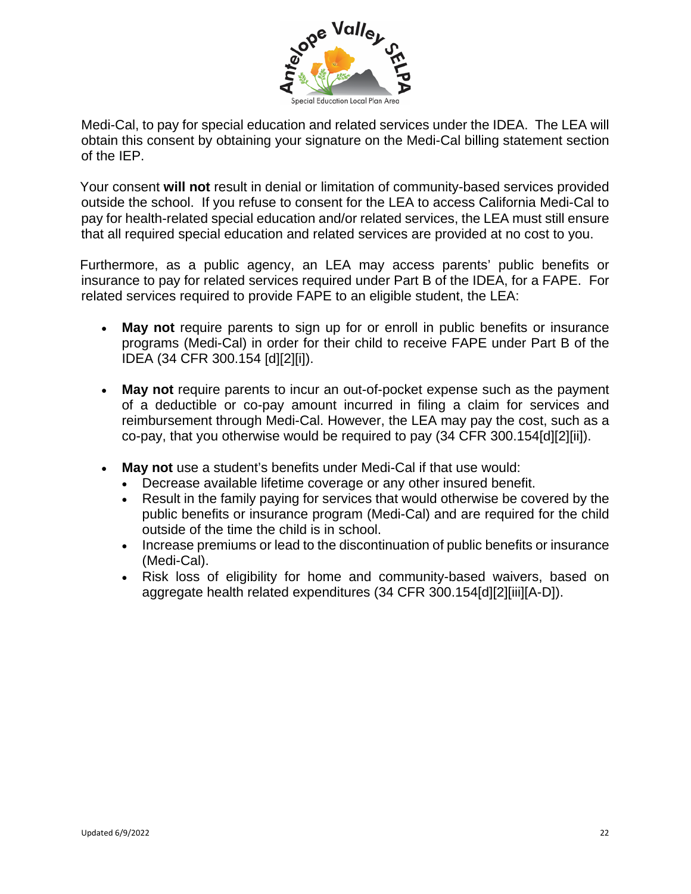Medi-Cal, to pay for special education and related services under the IDEA. The LEA will obtain this consent by obtaining your signature on the Medi-Cal billing statement section of the IEP.

Your consent **will not** result in denial or limitation of community-based services provided outside the school. If you refuse to consent for the LEA to access California Medi-Cal to pay for health-related special education and/or related services, the LEA must still ensure that all required special education and related services are provided at no cost to you.

Furthermore, as a public agency, an LEA may access parents' public benefits or insurance to pay for related services required under Part B of the IDEA, for a FAPE. For related services required to provide FAPE to an eligible student, the LEA:

- **May not** require parents to sign up for or enroll in public benefits or insurance programs (Medi-Cal) in order for their child to receive FAPE under Part B of the IDEA (34 CFR 300.154 [d][2][i]).
- **May not** require parents to incur an out-of-pocket expense such as the payment of a deductible or co-pay amount incurred in filing a claim for services and reimbursement through Medi-Cal. However, the LEA may pay the cost, such as a co-pay, that you otherwise would be required to pay (34 CFR 300.154[d][2][ii]).
- **May not** use a student's benefits under Medi-Cal if that use would:
  - Decrease available lifetime coverage or any other insured benefit.
  - Result in the family paying for services that would otherwise be covered by the public benefits or insurance program (Medi-Cal) and are required for the child outside of the time the child is in school.
  - Increase premiums or lead to the discontinuation of public benefits or insurance (Medi-Cal).
  - Risk loss of eligibility for home and community-based waivers, based on aggregate health related expenditures (34 CFR 300.154[d][2][iii][A-D]).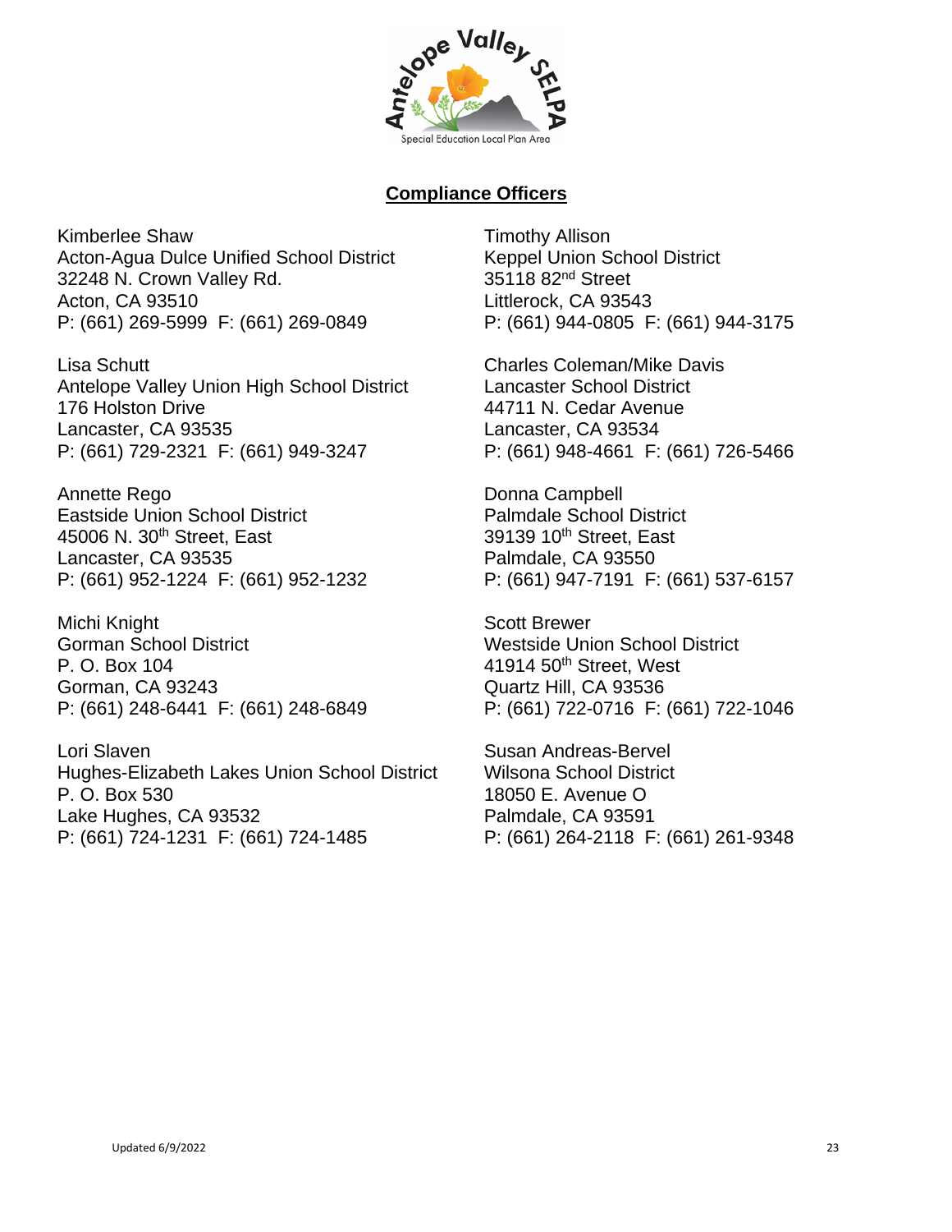## Compliance Officers

Kimberlee Shaw
Acton-Agua Dulce Unified School District
32248 N. Crown Valley Rd.
Acton, CA 93510
P: (661) 269-5999 F: (661) 269-0849

Lisa Schutt
Antelope Valley Union High School District
176 Holston Drive
Lancaster, CA 93535
P: (661) 729-2321 F: (661) 949-3247

Annette Rego
Eastside Union School District
45006 N. 30th Street, East
Lancaster, CA 93535
P: (661) 952-1224 F: (661) 952-1232

Michi Knight
Gorman School District
P. O. Box 104
Gorman, CA 93243
P: (661) 248-6441 F: (661) 248-6849

Lori Slaven
Hughes-Elizabeth Lakes Union School District
P. O. Box 530
Lake Hughes, CA 93532
P: (661) 724-1231 F: (661) 724-1485

Timothy Allison
Keppel Union School District
35118 82nd Street
Littlerock, CA 93543
P: (661) 944-0805 F: (661) 944-3175

Charles Coleman/Mike Davis
Lancaster School District
44711 N. Cedar Avenue
Lancaster, CA 93534
P: (661) 948-4661 F: (661) 726-5466

Donna Campbell
Palmdale School District
39139 10th Street, East
Palmdale, CA 93550
P: (661) 947-7191 F: (661) 537-6157

Scott Brewer
Westside Union School District
41914 50th Street, West
Quartz Hill, CA 93536
P: (661) 722-0716 F: (661) 722-1046

Susan Andreas-Bervel
Wilsona School District
18050 E. Avenue O
Palmdale, CA 93591
P: (661) 264-2118 F: (661) 261-9348

Updated 6/9/2022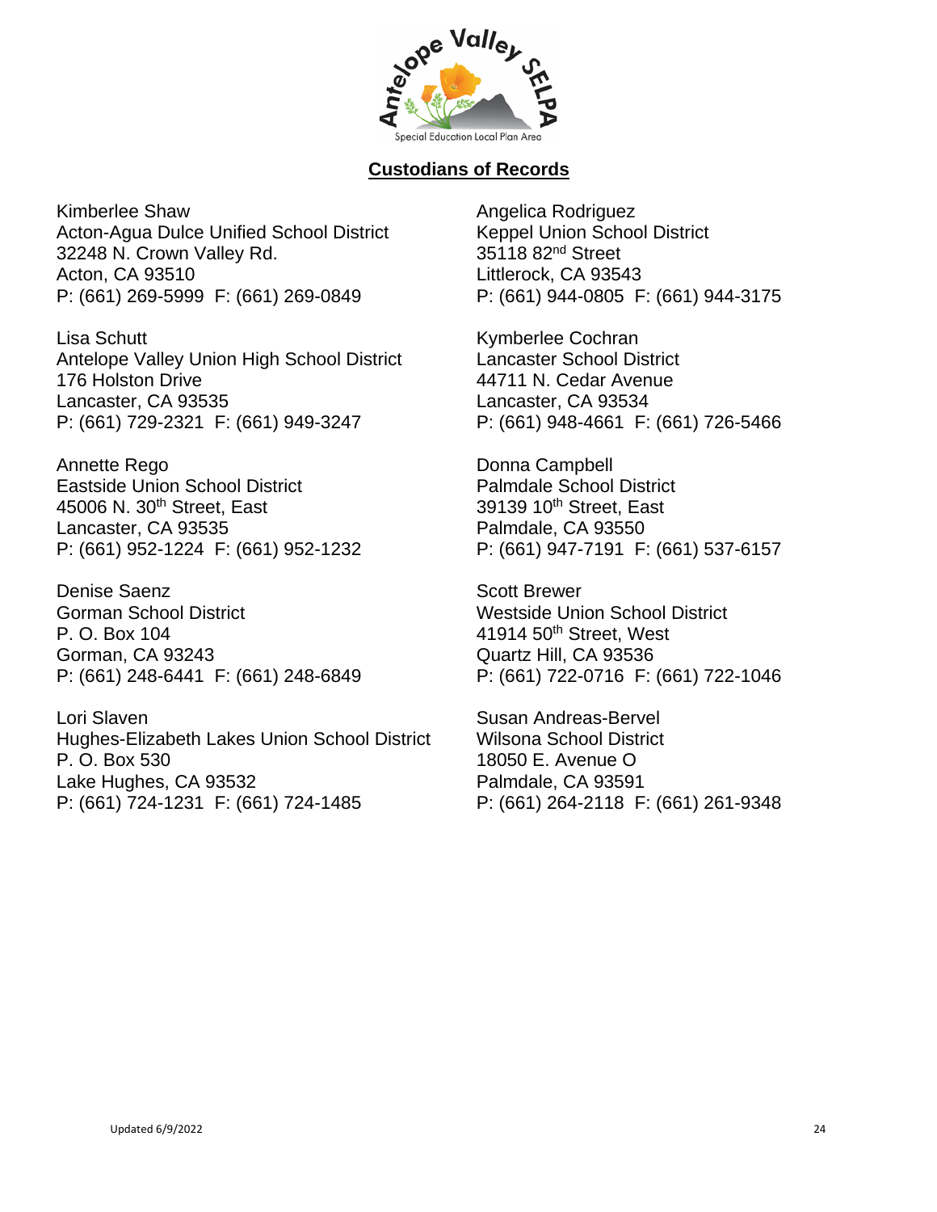## Custodians of Records

Kimberlee Shaw
Acton-Agua Dulce Unified School District
32248 N. Crown Valley Rd.
Acton, CA 93510
P: (661) 269-5999 F: (661) 269-0849

Lisa Schutt
Antelope Valley Union High School District
176 Holston Drive
Lancaster, CA 93535
P: (661) 729-2321 F: (661) 949-3247

Annette Rego
Eastside Union School District
45006 N. 30th Street, East
Lancaster, CA 93535
P: (661) 952-1224 F: (661) 952-1232

Denise Saenz
Gorman School District
P. O. Box 104
Gorman, CA 93243
P: (661) 248-6441 F: (661) 248-6849

Lori Slaven
Hughes-Elizabeth Lakes Union School District
P. O. Box 530
Lake Hughes, CA 93532
P: (661) 724-1231 F: (661) 724-1485

Angelica Rodriguez
Keppel Union School District
35118 82nd Street
Littlerock, CA 93543
P: (661) 944-0805 F: (661) 944-3175

Kymberlee Cochran
Lancaster School District
44711 N. Cedar Avenue
Lancaster, CA 93534
P: (661) 948-4661 F: (661) 726-5466

Donna Campbell
Palmdale School District
39139 10th Street, East
Palmdale, CA 93550
P: (661) 947-7191 F: (661) 537-6157

Scott Brewer
Westside Union School District
41914 50th Street, West
Quartz Hill, CA 93536
P: (661) 722-0716 F: (661) 722-1046

Susan Andreas-Bervel
Wilsona School District
18050 E. Avenue O
Palmdale, CA 93591
P: (661) 264-2118 F: (661) 261-9348

Updated 6/9/2022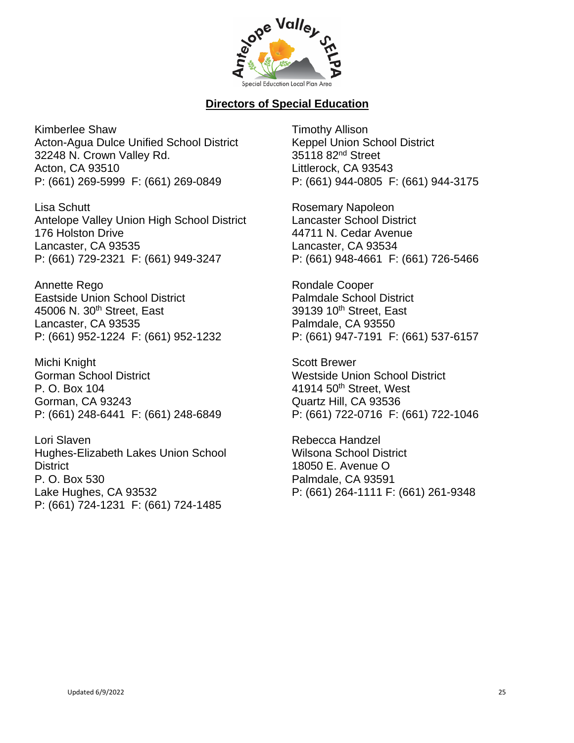## Directors of Special Education

Kimberlee Shaw
Acton-Agua Dulce Unified School District
32248 N. Crown Valley Rd.
Acton, CA 93510
P: (661) 269-5999 F: (661) 269-0849

Lisa Schutt
Antelope Valley Union High School District
176 Holston Drive
Lancaster, CA 93535
P: (661) 729-2321 F: (661) 949-3247

Annette Rego
Eastside Union School District
45006 N. 30th Street, East
Lancaster, CA 93535
P: (661) 952-1224 F: (661) 952-1232

Michi Knight
Gorman School District
P. O. Box 104
Gorman, CA 93243
P: (661) 248-6441 F: (661) 248-6849

Lori Slaven
Hughes-Elizabeth Lakes Union School District
P. O. Box 530
Lake Hughes, CA 93532
P: (661) 724-1231 F: (661) 724-1485

Timothy Allison
Keppel Union School District
35118 82nd Street
Littlerock, CA 93543
P: (661) 944-0805 F: (661) 944-3175

Rosemary Napoleon
Lancaster School District
44711 N. Cedar Avenue
Lancaster, CA 93534
P: (661) 948-4661 F: (661) 726-5466

Rondale Cooper
Palmdale School District
39139 10th Street, East
Palmdale, CA 93550
P: (661) 947-7191 F: (661) 537-6157

Scott Brewer
Westside Union School District
41914 50th Street, West
Quartz Hill, CA 93536
P: (661) 722-0716 F: (661) 722-1046

Rebecca Handzel
Wilsona School District
18050 E. Avenue O
Palmdale, CA 93591
P: (661) 264-1111 F: (661) 261-9348

Updated 6/9/2022